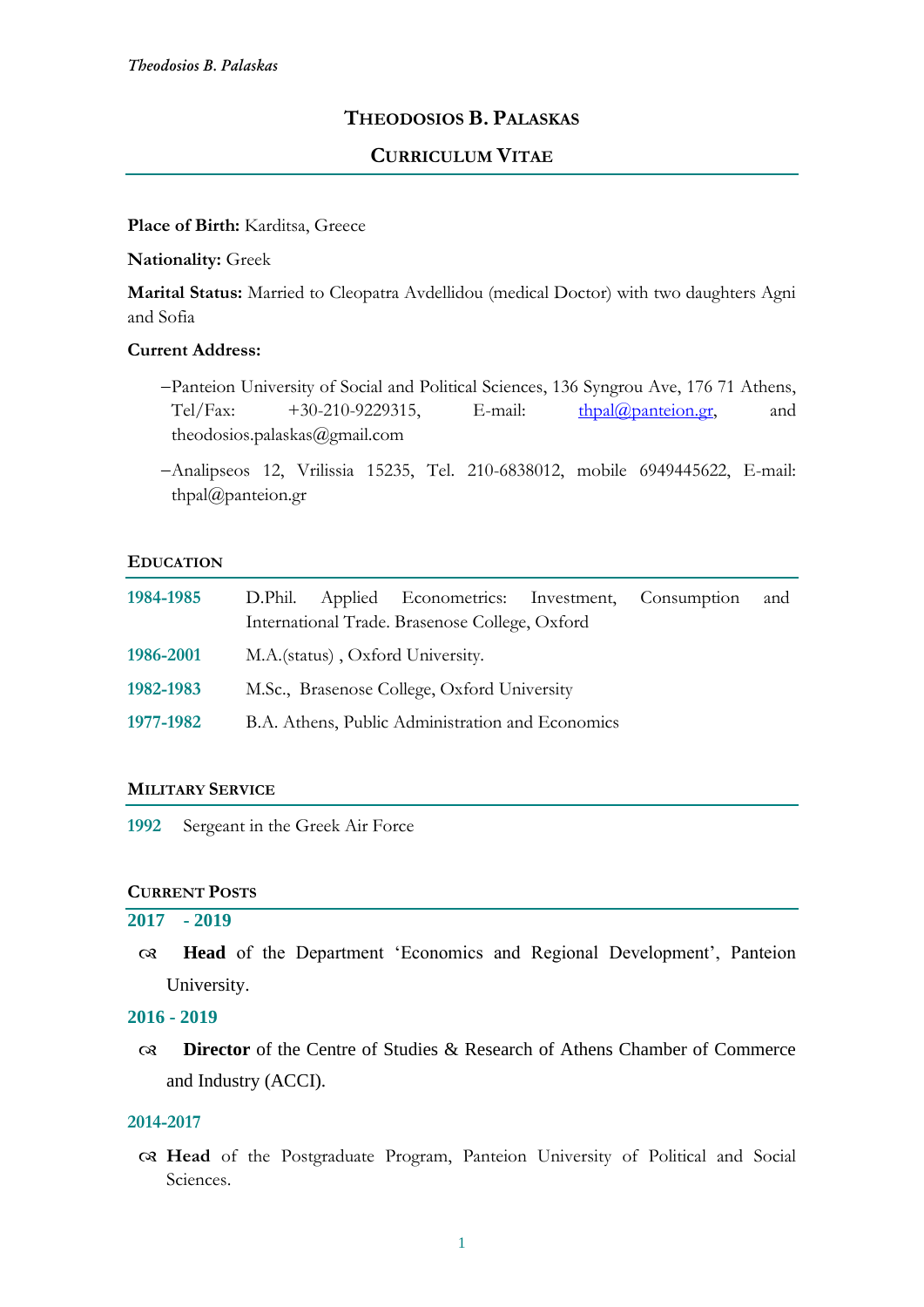# THEODOSIOS B. PALASKAS

## CURRICULUM VITAE

**Place of Birth:** Karditsa, Greece

**Nationality:** Greek

**Marital Status:** Married to Cleopatra Avdellidou (medical Doctor) with two daughters Agni and Sofia

**Current Address:**

- Panteion University of Social and Political Sciences, 136 Syngrou Ave, 176 71 Athens, Tel/Fax: +30-210-9229315, E-mail: thpal@panteion.gr, and theodosios.palaskas@gmail.com
- Analipseos 12, Vrilissia 15235, Tel. 210-6838012, mobile 6949445622, E-mail: thpal@panteion.gr

### EDUCATION

| | |
|---|---|
| **1984-1985** | D.Phil. Applied Econometrics: Investment, Consumption and International Trade. Brasenose College, Oxford |
| **1986-2001** | M.A.(status) , Oxford University. |
| **1982-1983** | M.Sc., Brasenose College, Oxford University |
| **1977-1982** | B.A. Athens, Public Administration and Economics |

### MILITARY SERVICE

**1992** Sergeant in the Greek Air Force

### CURRENT POSTS

**2017 - 2019**

- **Head** of the Department 'Economics and Regional Development', Panteion University.

**2016 - 2019**

- **Director** of the Centre of Studies & Research of Athens Chamber of Commerce and Industry (ACCI).

**2014-2017**

- **Head** of the Postgraduate Program, Panteion University of Political and Social Sciences.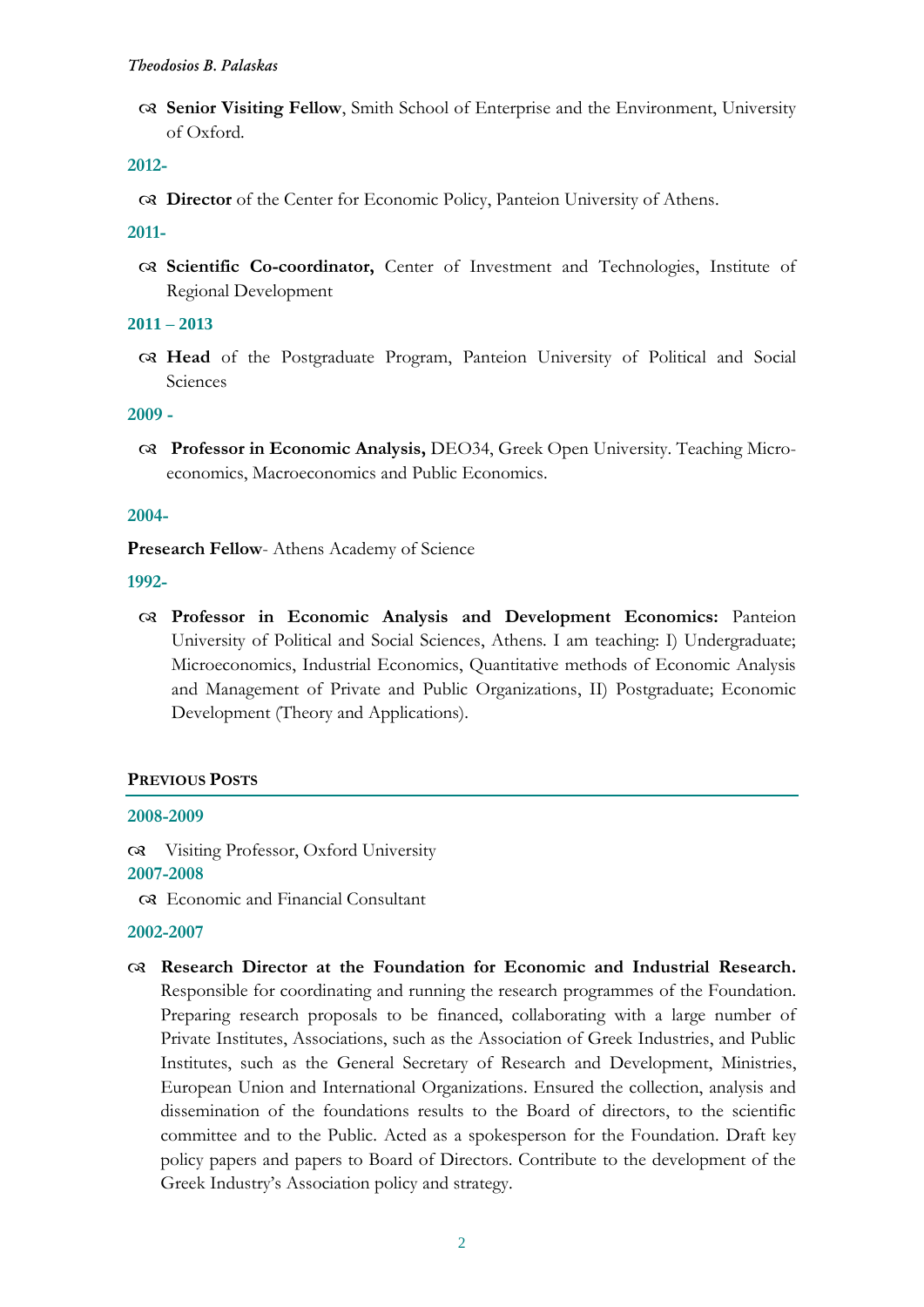- **Senior Visiting Fellow**, Smith School of Enterprise and the Environment, University of Oxford.

**2012-**

- **Director** of the Center for Economic Policy, Panteion University of Athens.

**2011-**

- **Scientific Co-coordinator,** Center of Investment and Technologies, Institute of Regional Development

**2011 – 2013**

- **Head** of the Postgraduate Program, Panteion University of Political and Social Sciences

**2009 -**

- **Professor in Economic Analysis,** DEO34, Greek Open University. Teaching Micro-economics, Macroeconomics and Public Economics.

**2004-**

**Presearch Fellow**- Athens Academy of Science

**1992-**

- **Professor in Economic Analysis and Development Economics:** Panteion University of Political and Social Sciences, Athens. I am teaching: I) Undergraduate; Microeconomics, Industrial Economics, Quantitative methods of Economic Analysis and Management of Private and Public Organizations, II) Postgraduate; Economic Development (Theory and Applications).

## PREVIOUS POSTS

**2008-2009**

- Visiting Professor, Oxford University

**2007-2008**

- Economic and Financial Consultant

**2002-2007**

- **Research Director at the Foundation for Economic and Industrial Research.** Responsible for coordinating and running the research programmes of the Foundation. Preparing research proposals to be financed, collaborating with a large number of Private Institutes, Associations, such as the Association of Greek Industries, and Public Institutes, such as the General Secretary of Research and Development, Ministries, European Union and International Organizations. Ensured the collection, analysis and dissemination of the foundations results to the Board of directors, to the scientific committee and to the Public. Acted as a spokesperson for the Foundation. Draft key policy papers and papers to Board of Directors. Contribute to the development of the Greek Industry's Association policy and strategy.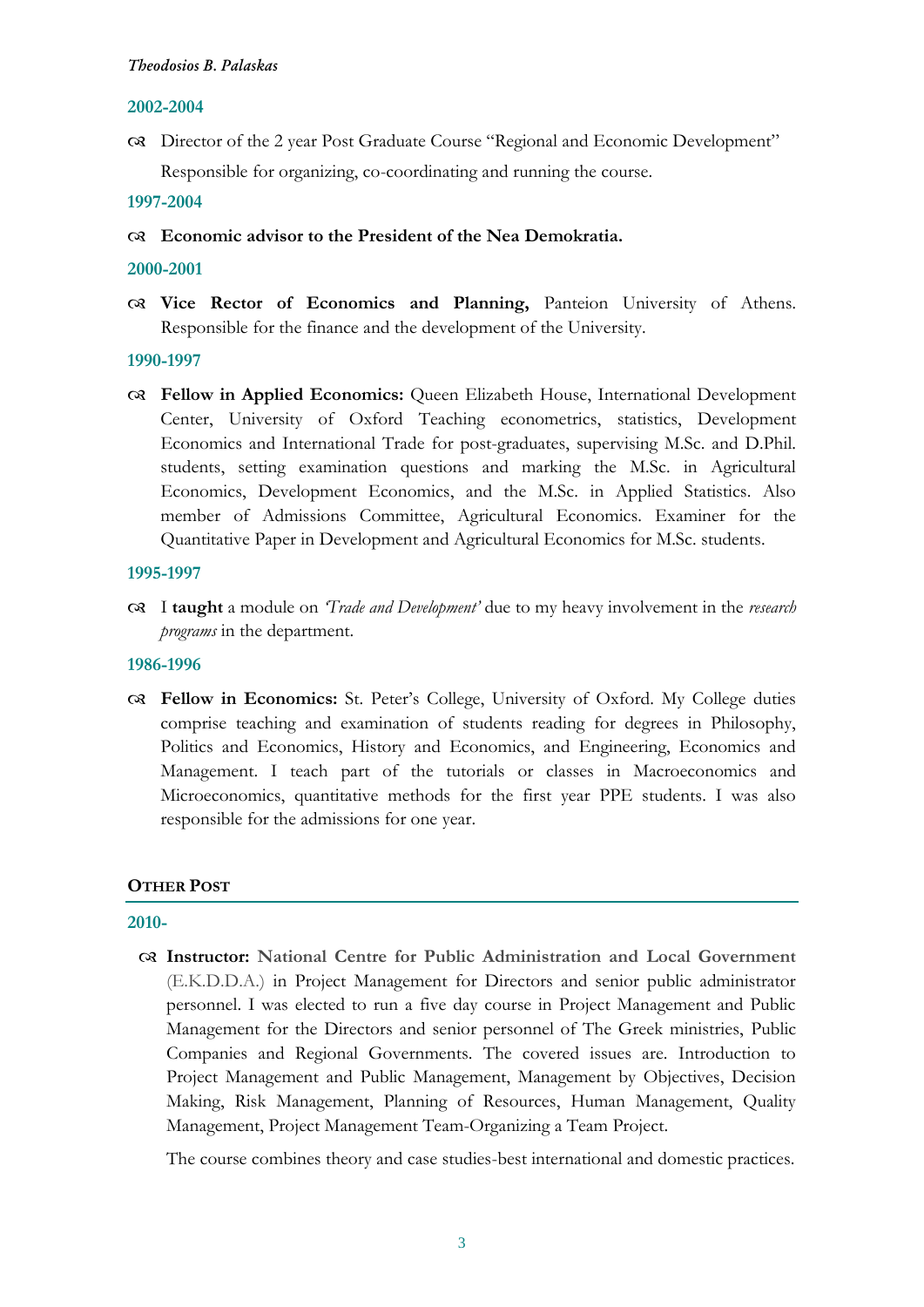**2002-2004**

- Director of the 2 year Post Graduate Course "Regional and Economic Development" Responsible for organizing, co-coordinating and running the course.

**1997-2004**

- **Economic advisor to the President of the Nea Demokratia.**

**2000-2001**

- **Vice Rector of Economics and Planning,** Panteion University of Athens. Responsible for the finance and the development of the University.

**1990-1997**

- **Fellow in Applied Economics:** Queen Elizabeth House, International Development Center, University of Oxford Teaching econometrics, statistics, Development Economics and International Trade for post-graduates, supervising M.Sc. and D.Phil. students, setting examination questions and marking the M.Sc. in Agricultural Economics, Development Economics, and the M.Sc. in Applied Statistics. Also member of Admissions Committee, Agricultural Economics. Examiner for the Quantitative Paper in Development and Agricultural Economics for M.Sc. students.

**1995-1997**

- I **taught** a module on *'Trade and Development'* due to my heavy involvement in the *research programs* in the department.

**1986-1996**

- **Fellow in Economics:** St. Peter's College, University of Oxford. My College duties comprise teaching and examination of students reading for degrees in Philosophy, Politics and Economics, History and Economics, and Engineering, Economics and Management. I teach part of the tutorials or classes in Macroeconomics and Microeconomics, quantitative methods for the first year PPE students. I was also responsible for the admissions for one year.

## OTHER POST

**2010-**

- **Instructor: National Centre for Public Administration and Local Government** (E.K.D.D.A.) in Project Management for Directors and senior public administrator personnel. I was elected to run a five day course in Project Management and Public Management for the Directors and senior personnel of The Greek ministries, Public Companies and Regional Governments. The covered issues are. Introduction to Project Management and Public Management, Management by Objectives, Decision Making, Risk Management, Planning of Resources, Human Management, Quality Management, Project Management Team-Organizing a Team Project.

  The course combines theory and case studies-best international and domestic practices.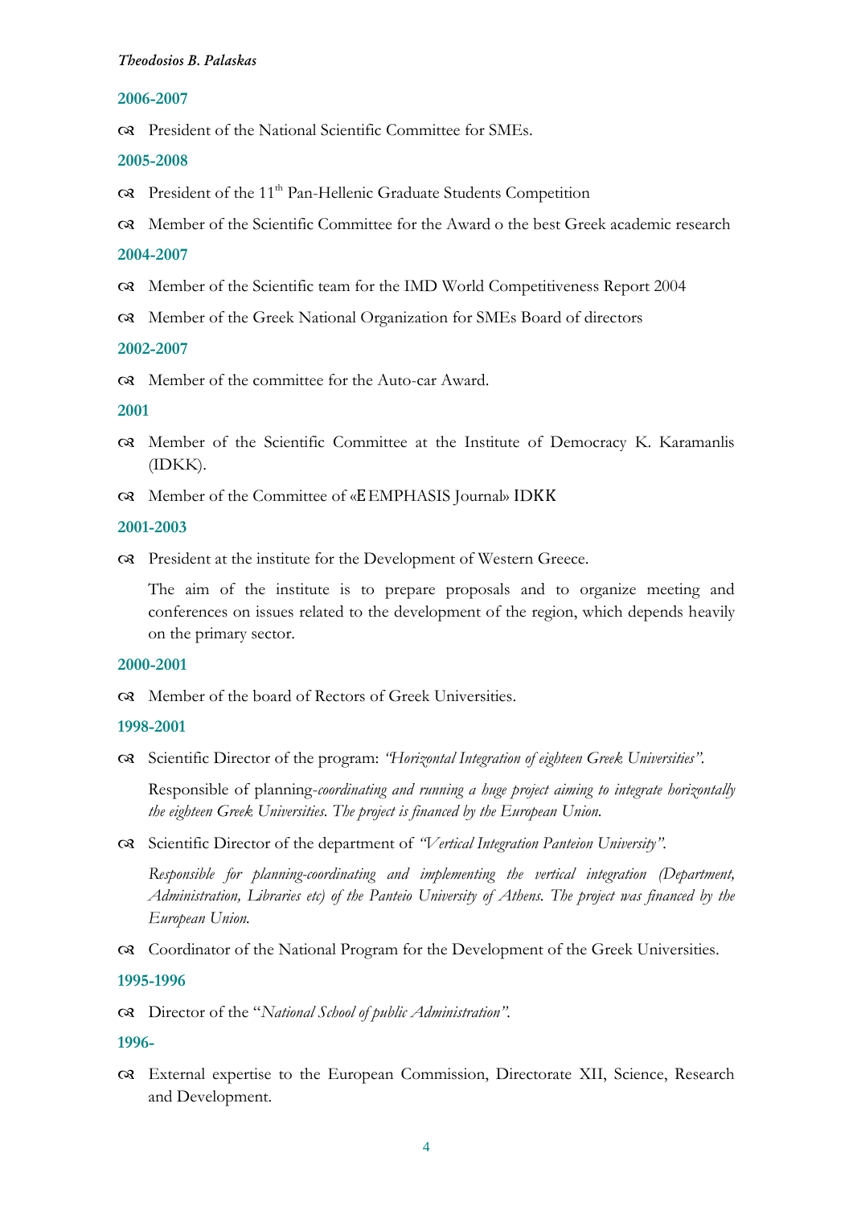**2006-2007**

- President of the National Scientific Committee for SMEs.

**2005-2008**

- President of the 11th Pan-Hellenic Graduate Students Competition
- Member of the Scientific Committee for the Award o the best Greek academic research

**2004-2007**

- Member of the Scientific team for the IMD World Competitiveness Report 2004
- Member of the Greek National Organization for SMEs Board of directors

**2002-2007**

- Member of the committee for the Auto-car Award.

**2001**

- Member of the Scientific Committee at the Institute of Democracy K. Karamanlis (IDKK).
- Member of the Committee of «ΕEMPHASIS Journal» IDKK

**2001-2003**

- President at the institute for the Development of Western Greece.

  The aim of the institute is to prepare proposals and to organize meeting and conferences on issues related to the development of the region, which depends heavily on the primary sector.

**2000-2001**

- Member of the board of Rectors of Greek Universities.

**1998-2001**

- Scientific Director of the program: *"Horizontal Integration of eighteen Greek Universities"*.

  Responsible of planning-*coordinating and running a huge project aiming to integrate horizontally the eighteen Greek Universities. The project is financed by the European Union.*

- Scientific Director of the department of *"Vertical Integration Panteion University"*.

  *Responsible for planning-coordinating and implementing the vertical integration (Department, Administration, Libraries etc) of the Panteio University of Athens. The project was financed by the European Union.*

- Coordinator of the National Program for the Development of the Greek Universities.

**1995-1996**

- Director of the "*National School of public Administration"*.

**1996-**

- External expertise to the European Commission, Directorate XII, Science, Research and Development.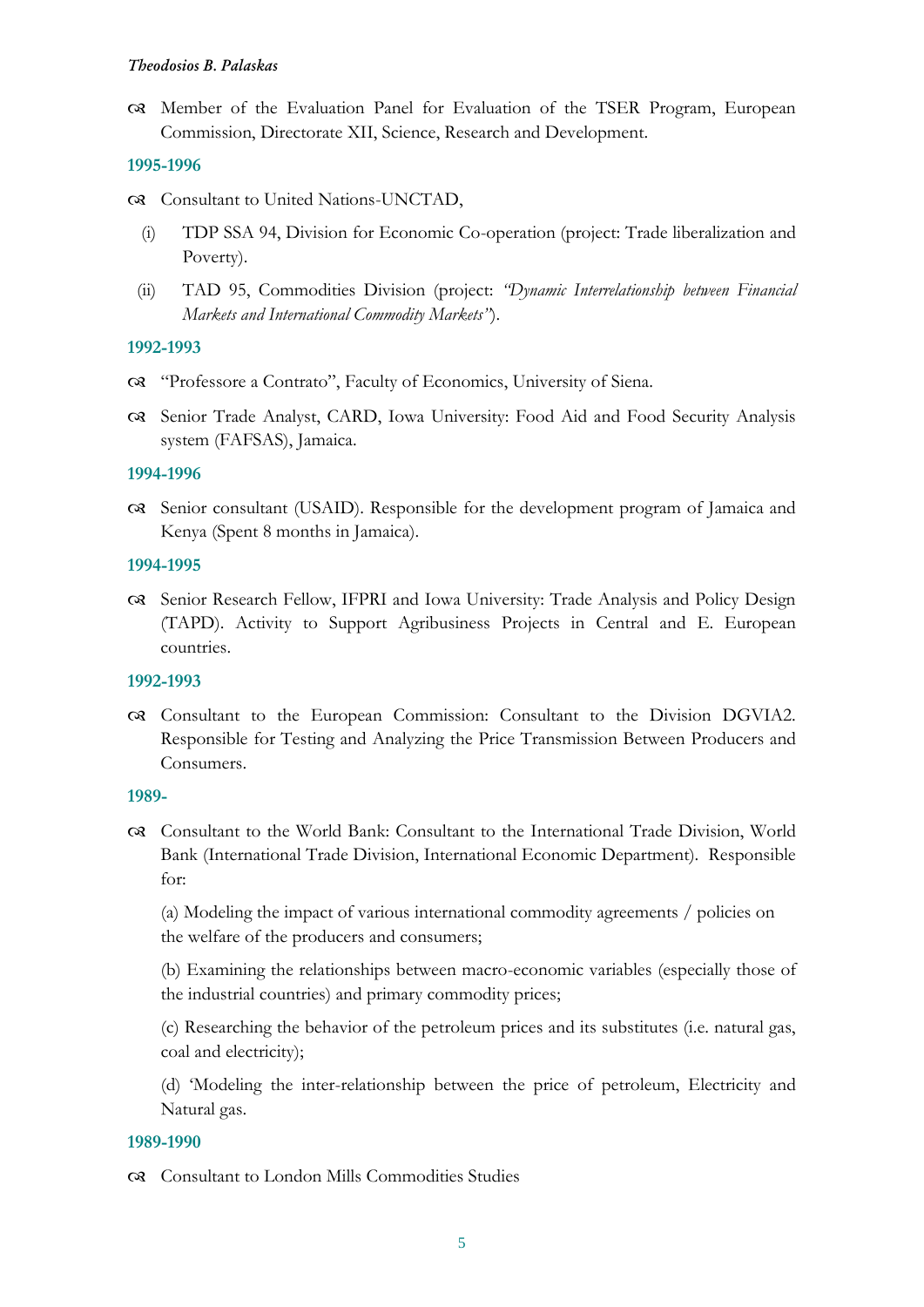- Member of the Evaluation Panel for Evaluation of the TSER Program, European Commission, Directorate XII, Science, Research and Development.

**1995-1996**

- Consultant to United Nations-UNCTAD,
  (i) TDP SSA 94, Division for Economic Co-operation (project: Trade liberalization and Poverty).
  (ii) TAD 95, Commodities Division (project: *"Dynamic Interrelationship between Financial Markets and International Commodity Markets"*).

**1992-1993**

- "Professore a Contrato", Faculty of Economics, University of Siena.
- Senior Trade Analyst, CARD, Iowa University: Food Aid and Food Security Analysis system (FAFSAS), Jamaica.

**1994-1996**

- Senior consultant (USAID). Responsible for the development program of Jamaica and Kenya (Spent 8 months in Jamaica).

**1994-1995**

- Senior Research Fellow, IFPRI and Iowa University: Trade Analysis and Policy Design (TAPD). Activity to Support Agribusiness Projects in Central and E. European countries.

**1992-1993**

- Consultant to the European Commission: Consultant to the Division DGVIA2. Responsible for Testing and Analyzing the Price Transmission Between Producers and Consumers.

**1989-**

- Consultant to the World Bank: Consultant to the International Trade Division, World Bank (International Trade Division, International Economic Department). Responsible for:

  (a) Modeling the impact of various international commodity agreements / policies on the welfare of the producers and consumers;

  (b) Examining the relationships between macro-economic variables (especially those of the industrial countries) and primary commodity prices;

  (c) Researching the behavior of the petroleum prices and its substitutes (i.e. natural gas, coal and electricity);

  (d) 'Modeling the inter-relationship between the price of petroleum, Electricity and Natural gas.

**1989-1990**

- Consultant to London Mills Commodities Studies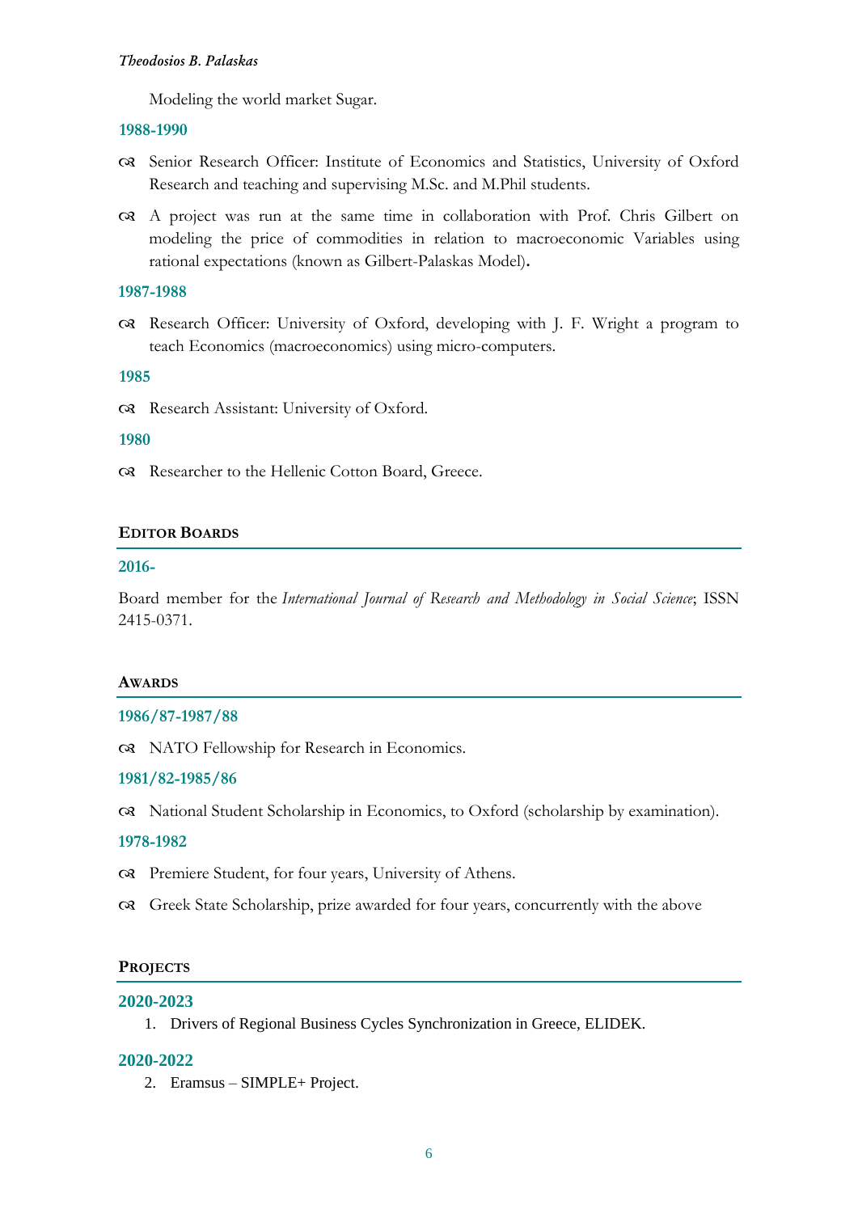Modeling the world market Sugar.

**1988-1990**

- Senior Research Officer: Institute of Economics and Statistics, University of Oxford Research and teaching and supervising M.Sc. and M.Phil students.
- A project was run at the same time in collaboration with Prof. Chris Gilbert on modeling the price of commodities in relation to macroeconomic Variables using rational expectations (known as Gilbert-Palaskas Model).

**1987-1988**

- Research Officer: University of Oxford, developing with J. F. Wright a program to teach Economics (macroeconomics) using micro-computers.

**1985**

- Research Assistant: University of Oxford.

**1980**

- Researcher to the Hellenic Cotton Board, Greece.

## Editor Boards

**2016-**

Board member for the *International Journal of Research and Methodology in Social Science*; ISSN 2415-0371.

## Awards

**1986/87-1987/88**

- NATO Fellowship for Research in Economics.

**1981/82-1985/86**

- National Student Scholarship in Economics, to Oxford (scholarship by examination).

**1978-1982**

- Premiere Student, for four years, University of Athens.
- Greek State Scholarship, prize awarded for four years, concurrently with the above

## Projects

**2020-2023**

1. Drivers of Regional Business Cycles Synchronization in Greece, ELIDEK.

**2020-2022**

2. Eramsus – SIMPLE+ Project.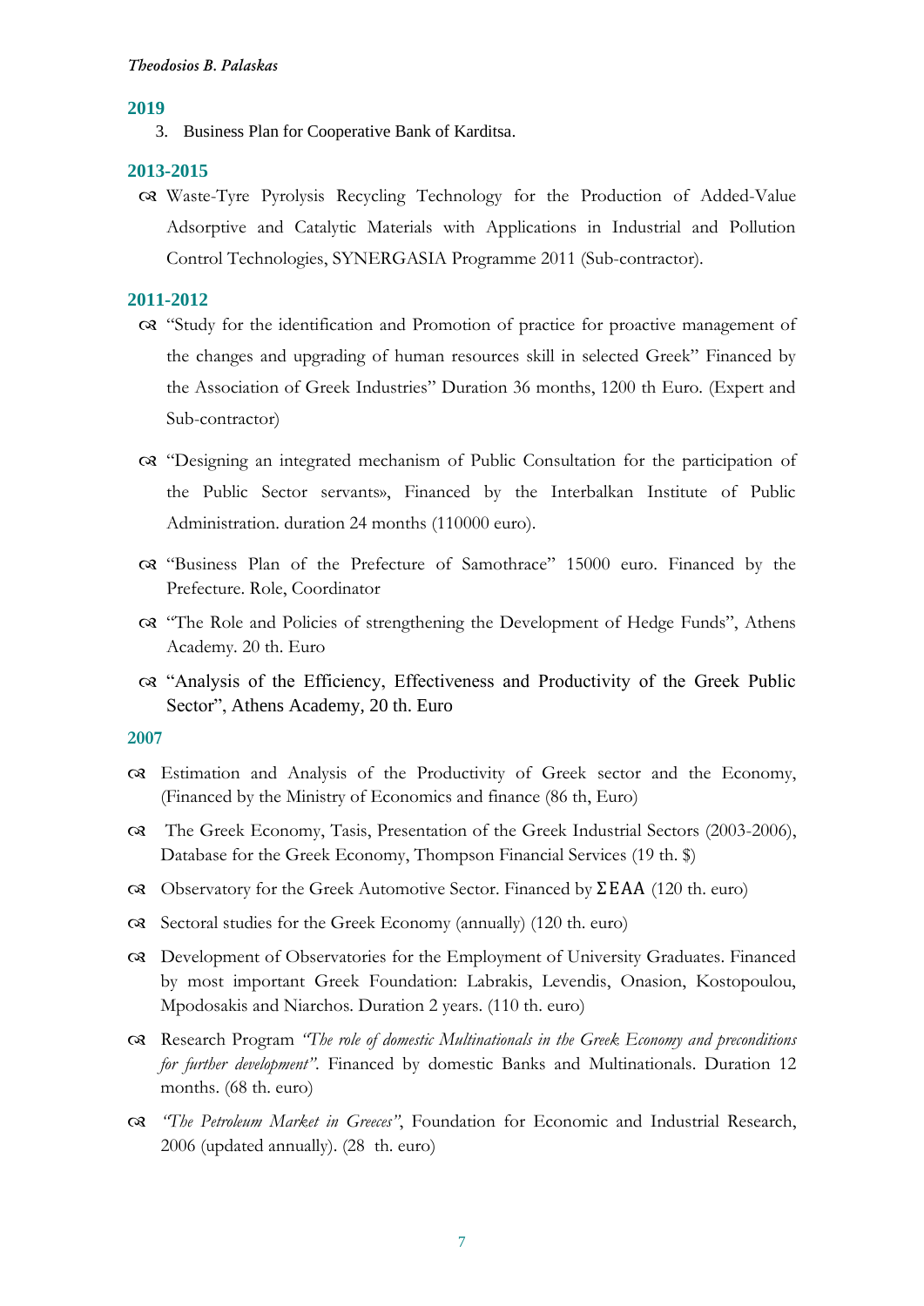## 2019

3. Business Plan for Cooperative Bank of Karditsa.

## 2013-2015

- Waste-Tyre Pyrolysis Recycling Technology for the Production of Added-Value Adsorptive and Catalytic Materials with Applications in Industrial and Pollution Control Technologies, SYNERGASIA Programme 2011 (Sub-contractor).

## 2011-2012

- "Study for the identification and Promotion of practice for proactive management of the changes and upgrading of human resources skill in selected Greek" Financed by the Association of Greek Industries" Duration 36 months, 1200 th Euro. (Expert and Sub-contractor)

- "Designing an integrated mechanism of Public Consultation for the participation of the Public Sector servants», Financed by the Interbalkan Institute of Public Administration. duration 24 months (110000 euro).

- "Business Plan of the Prefecture of Samothrace" 15000 euro. Financed by the Prefecture. Role, Coordinator
- "The Role and Policies of strengthening the Development of Hedge Funds", Athens Academy. 20 th. Euro
- "Analysis of the Efficiency, Effectiveness and Productivity of the Greek Public Sector", Athens Academy, 20 th. Euro

## 2007

- Estimation and Analysis of the Productivity of Greek sector and the Economy, (Financed by the Ministry of Economics and finance (86 th, Euro)
- The Greek Economy, Tasis, Presentation of the Greek Industrial Sectors (2003-2006), Database for the Greek Economy, Thompson Financial Services (19 th. $)
- Observatory for the Greek Automotive Sector. Financed by ΣΕΑΑ (120 th. euro)
- Sectoral studies for the Greek Economy (annually) (120 th. euro)
- Development of Observatories for the Employment of University Graduates. Financed by most important Greek Foundation: Labrakis, Levendis, Onasion, Kostopoulou, Mpodosakis and Niarchos. Duration 2 years. (110 th. euro)
- Research Program *"The role of domestic Multinationals in the Greek Economy and preconditions for further development"*. Financed by domestic Banks and Multinationals. Duration 12 months. (68 th. euro)
- *"The Petroleum Market in Greeces"*, Foundation for Economic and Industrial Research, 2006 (updated annually). (28 th. euro)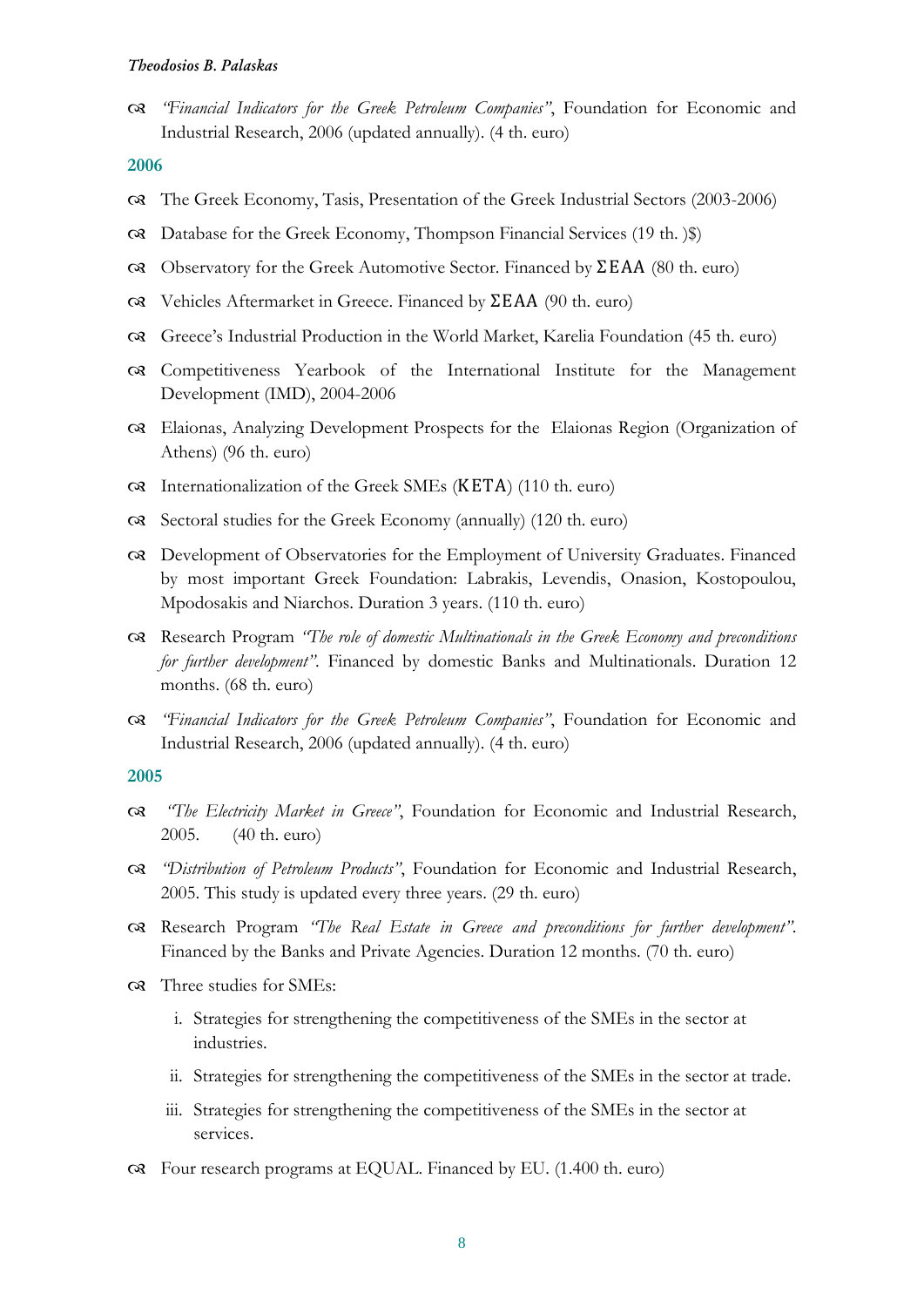- *"Financial Indicators for the Greek Petroleum Companies"*, Foundation for Economic and Industrial Research, 2006 (updated annually). (4 th. euro)

### 2006

- The Greek Economy, Tasis, Presentation of the Greek Industrial Sectors (2003-2006)
- Database for the Greek Economy, Thompson Financial Services (19 th. )$)
- Observatory for the Greek Automotive Sector. Financed by ΣΕΑΑ (80 th. euro)
- Vehicles Aftermarket in Greece. Financed by ΣΕΑΑ (90 th. euro)
- Greece's Industrial Production in the World Market, Karelia Foundation (45 th. euro)
- Competitiveness Yearbook of the International Institute for the Management Development (IMD), 2004-2006
- Elaionas, Analyzing Development Prospects for the Elaionas Region (Organization of Athens) (96 th. euro)
- Internationalization of the Greek SMEs (ΚΕΤΑ) (110 th. euro)
- Sectoral studies for the Greek Economy (annually) (120 th. euro)
- Development of Observatories for the Employment of University Graduates. Financed by most important Greek Foundation: Labrakis, Levendis, Onasion, Kostopoulou, Mpodosakis and Niarchos. Duration 3 years. (110 th. euro)
- Research Program *"The role of domestic Multinationals in the Greek Economy and preconditions for further development"*. Financed by domestic Banks and Multinationals. Duration 12 months. (68 th. euro)
- *"Financial Indicators for the Greek Petroleum Companies"*, Foundation for Economic and Industrial Research, 2006 (updated annually). (4 th. euro)

### 2005

- *"The Electricity Market in Greece"*, Foundation for Economic and Industrial Research, 2005. (40 th. euro)
- *"Distribution of Petroleum Products"*, Foundation for Economic and Industrial Research, 2005. This study is updated every three years. (29 th. euro)
- Research Program *"The Real Estate in Greece and preconditions for further development"*. Financed by the Banks and Private Agencies. Duration 12 months. (70 th. euro)
- Three studies for SMEs:
  1. Strategies for strengthening the competitiveness of the SMEs in the sector at industries.
  2. Strategies for strengthening the competitiveness of the SMEs in the sector at trade.
  3. Strategies for strengthening the competitiveness of the SMEs in the sector at services.
- Four research programs at EQUAL. Financed by EU. (1.400 th. euro)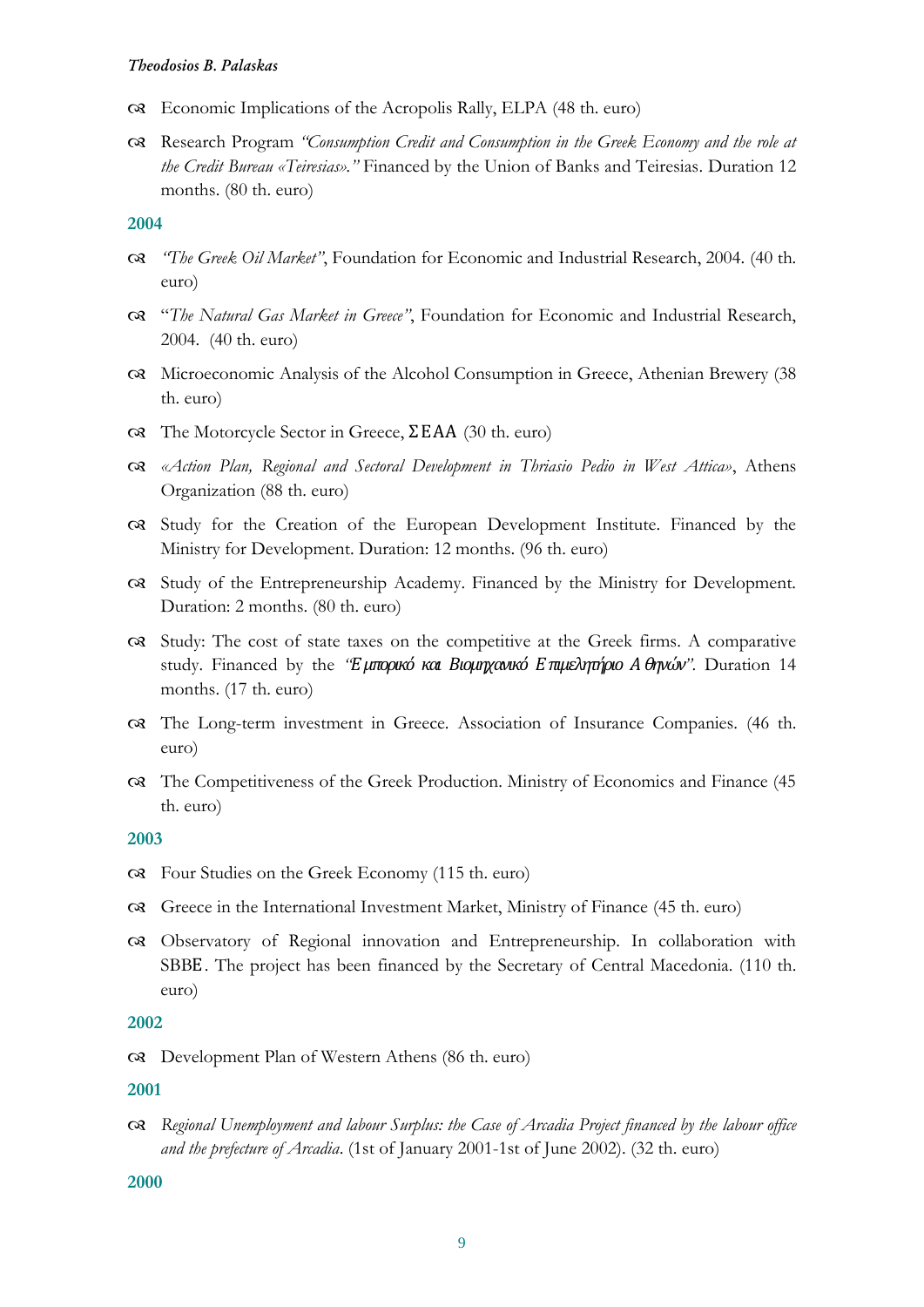- Economic Implications of the Acropolis Rally, ELPA (48 th. euro)
- Research Program *"Consumption Credit and Consumption in the Greek Economy and the role at the Credit Bureau «Teiresias»."* Financed by the Union of Banks and Teiresias. Duration 12 months. (80 th. euro)

**2004**

- *"The Greek Oil Market"*, Foundation for Economic and Industrial Research, 2004. (40 th. euro)
- "*The Natural Gas Market in Greece"*, Foundation for Economic and Industrial Research, 2004. (40 th. euro)
- Microeconomic Analysis of the Alcohol Consumption in Greece, Athenian Brewery (38 th. euro)
- The Motorcycle Sector in Greece, ΣΕΑΑ (30 th. euro)
- *«Action Plan, Regional and Sectoral Development in Thriasio Pedio in West Attica»*, Athens Organization (88 th. euro)
- Study for the Creation of the European Development Institute. Financed by the Ministry for Development. Duration: 12 months. (96 th. euro)
- Study of the Entrepreneurship Academy. Financed by the Ministry for Development. Duration: 2 months. (80 th. euro)
- Study: The cost of state taxes on the competitive at the Greek firms. A comparative study. Financed by the *"Εμπορικό και Βιομηχανικό Επιμελητήριο Αθηνών"*. Duration 14 months. (17 th. euro)
- The Long-term investment in Greece. Association of Insurance Companies. (46 th. euro)
- The Competitiveness of the Greek Production. Ministry of Economics and Finance (45 th. euro)

**2003**

- Four Studies on the Greek Economy (115 th. euro)
- Greece in the International Investment Market, Ministry of Finance (45 th. euro)
- Observatory of Regional innovation and Entrepreneurship. In collaboration with SBBE. The project has been financed by the Secretary of Central Macedonia. (110 th. euro)

**2002**

- Development Plan of Western Athens (86 th. euro)

**2001**

- *Regional Unemployment and labour Surplus: the Case of Arcadia Project financed by the labour office and the prefecture of Arcadia*. (1st of January 2001-1st of June 2002). (32 th. euro)

**2000**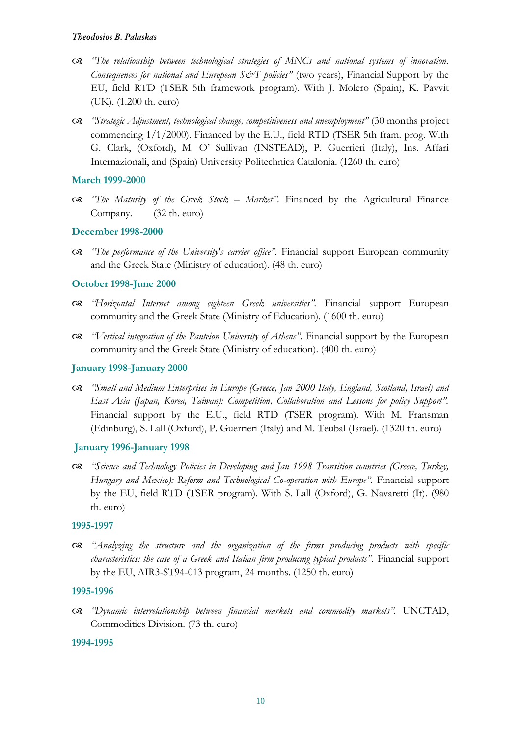- *"The relationship between technological strategies of MNCs and national systems of innovation. Consequences for national and European S&T policies"* (two years), Financial Support by the EU, field RTD (TSER 5th framework program). With J. Molero (Spain), K. Pavvit (UK). (1.200 th. euro)

- *"Strategic Adjustment, technological change, competitiveness and unemployment"* (30 months project commencing 1/1/2000). Financed by the E.U., field RTD (TSER 5th fram. prog. With G. Clark, (Oxford), M. O' Sullivan (INSTEAD), P. Guerrieri (Italy), Ins. Affari Internazionali, and (Spain) University Politechnica Catalonia. (1260 th. euro)

### March 1999-2000

- *"The Maturity of the Greek Stock – Market".* Financed by the Agricultural Finance Company. (32 th. euro)

### December 1998-2000

- *"The performance of the University's carrier office".* Financial support European community and the Greek State (Ministry of education). (48 th. euro)

### October 1998-June 2000

- *"Horizontal Internet among eighteen Greek universities".* Financial support European community and the Greek State (Ministry of Education). (1600 th. euro)

- *"Vertical integration of the Panteion University of Athens".* Financial support by the European community and the Greek State (Ministry of education). (400 th. euro)

### January 1998-January 2000

- *"Small and Medium Enterprises in Europe (Greece, Jan 2000 Italy, England, Scotland, Israel) and East Asia (Japan, Korea, Taiwan): Competition, Collaboration and Lessons for policy Support".* Financial support by the E.U., field RTD (TSER program). With M. Fransman (Edinburg), S. Lall (Oxford), P. Guerrieri (Italy) and M. Teubal (Israel). (1320 th. euro)

### January 1996-January 1998

- *"Science and Technology Policies in Developing and Jan 1998 Transition countries (Greece, Turkey, Hungary and Mexico): Reform and Technological Co-operation with Europe".* Financial support by the EU, field RTD (TSER program). With S. Lall (Oxford), G. Navaretti (It). (980 th. euro)

### 1995-1997

- *"Analyzing the structure and the organization of the firms producing products with specific characteristics: the case of a Greek and Italian firm producing typical products".* Financial support by the EU, AIR3-ST94-013 program, 24 months. (1250 th. euro)

### 1995-1996

- *"Dynamic interrelationship between financial markets and commodity markets".* UNCTAD, Commodities Division. (73 th. euro)

### 1994-1995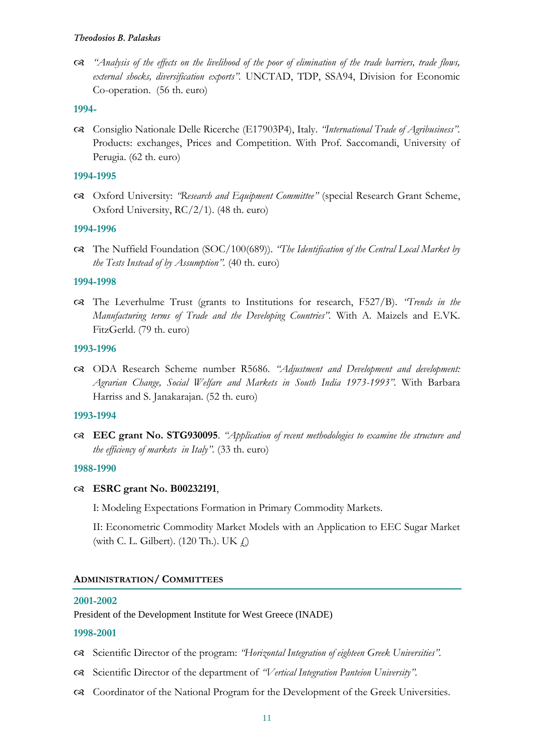- *"Analysis of the effects on the livelihood of the poor of elimination of the trade barriers, trade flows, external shocks, diversification exports"*. UNCTAD, TDP, SSA94, Division for Economic Co-operation. (56 th. euro)

**1994-**

- Consiglio Nationale Delle Ricerche (E17903P4), Italy. *"International Trade of Agribusiness"*. Products: exchanges, Prices and Competition. With Prof. Saccomandi, University of Perugia. (62 th. euro)

**1994-1995**

- Oxford University: *"Research and Equipment Committee"* (special Research Grant Scheme, Oxford University, RC/2/1). (48 th. euro)

**1994-1996**

- The Nuffield Foundation (SOC/100(689)). *"The Identification of the Central Local Market by the Tests Instead of by Assumption"*. (40 th. euro)

**1994-1998**

- The Leverhulme Trust (grants to Institutions for research, F527/B). *"Trends in the Manufacturing terms of Trade and the Developing Countries"*. With A. Maizels and E.VK. FitzGerld. (79 th. euro)

**1993-1996**

- ODA Research Scheme number R5686. *"Adjustment and Development and development: Agrarian Change, Social Welfare and Markets in South India 1973-1993"*. With Barbara Harriss and S. Janakarajan. (52 th. euro)

**1993-1994**

- **EEC grant No. STG930095**. *"Application of recent methodologies to examine the structure and the efficiency of markets in Italy"*. (33 th. euro)

**1988-1990**

- **ESRC grant No. B00232191**,

  I: Modeling Expectations Formation in Primary Commodity Markets.

  II: Econometric Commodity Market Models with an Application to EEC Sugar Market (with C. L. Gilbert). (120 Th.). UK £)

## ADMINISTRATION/ COMMITTEES

**2001-2002**

President of the Development Institute for West Greece (INADE)

**1998-2001**

- Scientific Director of the program: *"Horizontal Integration of eighteen Greek Universities"*.
- Scientific Director of the department of *"Vertical Integration Panteion University"*.
- Coordinator of the National Program for the Development of the Greek Universities.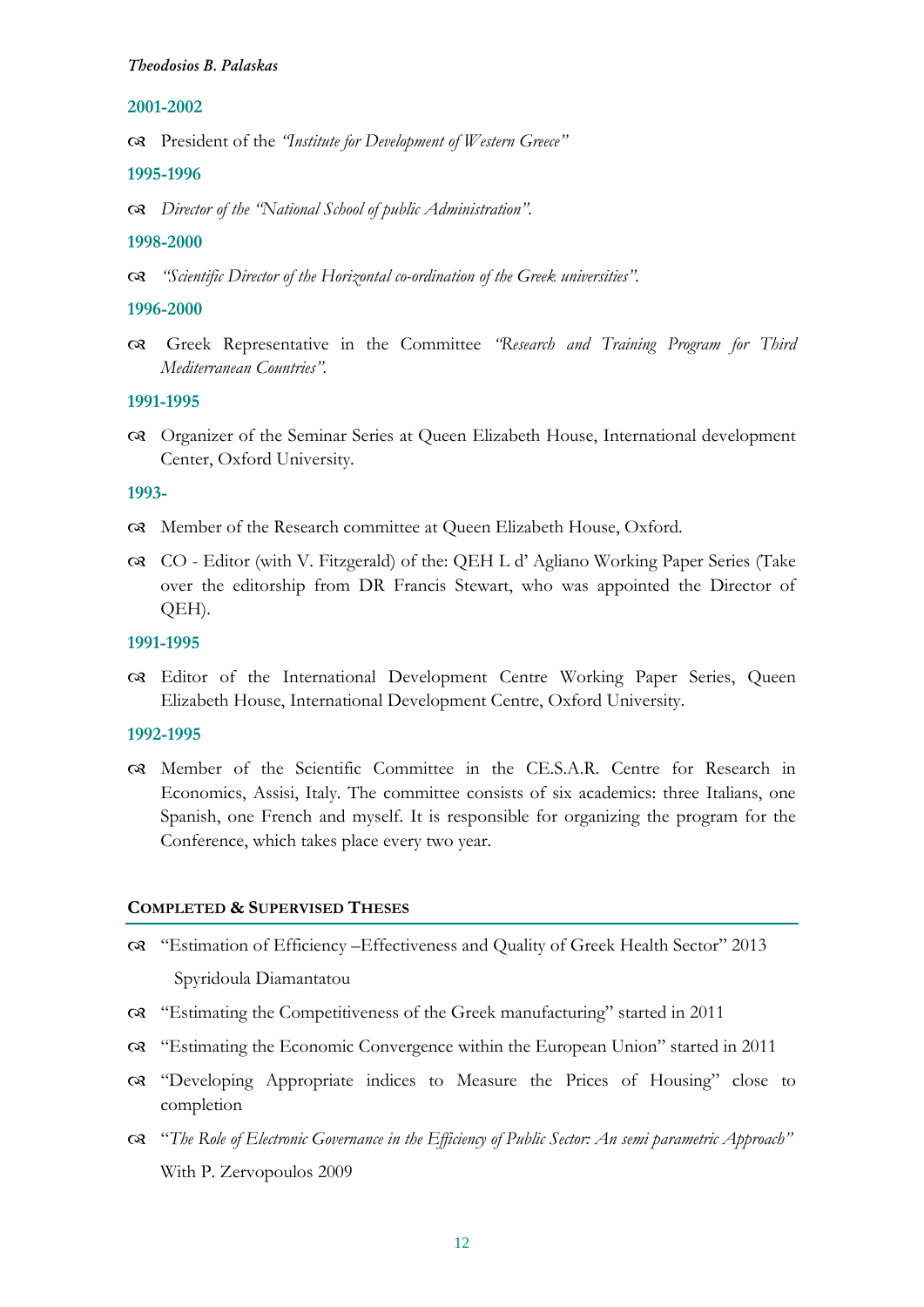**2001-2002**

- President of the *"Institute for Development of Western Greece"*

**1995-1996**

- *Director of the "National School of public Administration".*

**1998-2000**

- *"Scientific Director of the Horizontal co-ordination of the Greek universities".*

**1996-2000**

- Greek Representative in the Committee *"Research and Training Program for Third Mediterranean Countries".*

**1991-1995**

- Organizer of the Seminar Series at Queen Elizabeth House, International development Center, Oxford University.

**1993-**

- Member of the Research committee at Queen Elizabeth House, Oxford.
- CO - Editor (with V. Fitzgerald) of the: QEH L d' Agliano Working Paper Series (Take over the editorship from DR Francis Stewart, who was appointed the Director of QEH).

**1991-1995**

- Editor of the International Development Centre Working Paper Series, Queen Elizabeth House, International Development Centre, Oxford University.

**1992-1995**

- Member of the Scientific Committee in the CE.S.A.R. Centre for Research in Economics, Assisi, Italy. The committee consists of six academics: three Italians, one Spanish, one French and myself. It is responsible for organizing the program for the Conference, which takes place every two year.

## COMPLETED & SUPERVISED THESES

- "Estimation of Efficiency –Effectiveness and Quality of Greek Health Sector" 2013
  Spyridoula Diamantatou
- "Estimating the Competitiveness of the Greek manufacturing" started in 2011
- "Estimating the Economic Convergence within the European Union" started in 2011
- "Developing Appropriate indices to Measure the Prices of Housing" close to completion
- "*The Role of Electronic Governance in the Efficiency of Public Sector: An semi parametric Approach"*
  With P. Zervopoulos 2009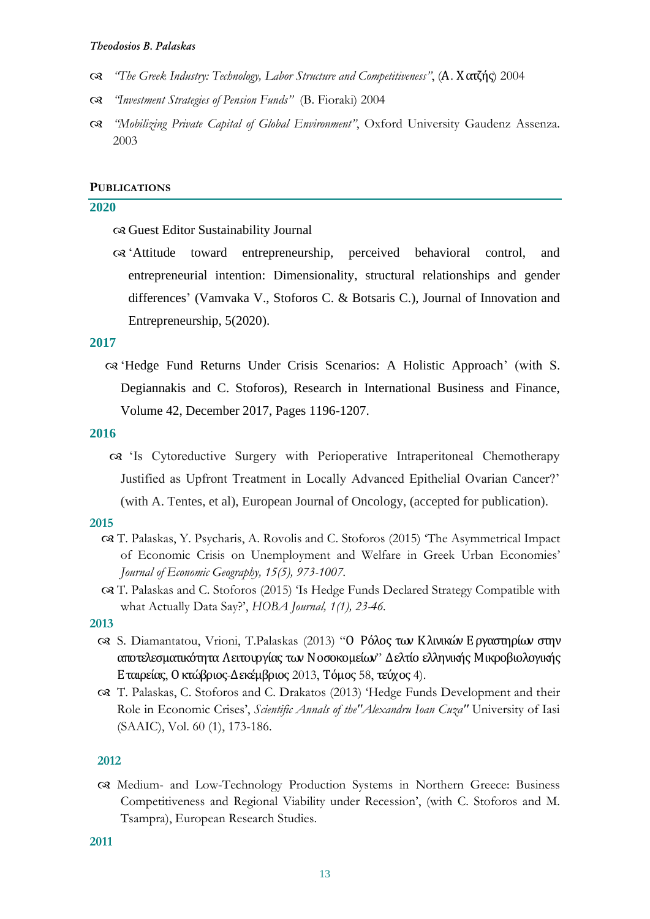- *"The Greek Industry: Technology, Labor Structure and Competitiveness"*, (Α. Χατζής) 2004
- *"Investment Strategies of Pension Funds"* (B. Fioraki) 2004
- *"Mobilizing Private Capital of Global Environment"*, Oxford University Gaudenz Assenza. 2003

## PUBLICATIONS

### 2020

- Guest Editor Sustainability Journal
- 'Attitude toward entrepreneurship, perceived behavioral control, and entrepreneurial intention: Dimensionality, structural relationships and gender differences' (Vamvaka V., Stoforos C. & Botsaris C.), Journal of Innovation and Entrepreneurship, 5(2020).

### 2017

- 'Hedge Fund Returns Under Crisis Scenarios: A Holistic Approach' (with S. Degiannakis and C. Stoforos), Research in International Business and Finance, Volume 42, December 2017, Pages 1196-1207.

### 2016

- 'Is Cytoreductive Surgery with Perioperative Intraperitoneal Chemotherapy Justified as Upfront Treatment in Locally Advanced Epithelial Ovarian Cancer?' (with A. Tentes, et al), European Journal of Oncology, (accepted for publication).

### 2015

- T. Palaskas, Y. Psycharis, A. Rovolis and C. Stoforos (2015) 'The Asymmetrical Impact of Economic Crisis on Unemployment and Welfare in Greek Urban Economies' *Journal of Economic Geography, 15(5), 973-1007.*
- T. Palaskas and C. Stoforos (2015) 'Is Hedge Funds Declared Strategy Compatible with what Actually Data Say?', *HOBA Journal, 1(1), 23-46.*

### 2013

- S. Diamantatou, Vrioni, T.Palaskas (2013) "Ο Ρόλος των Κλινικών Εργαστηρίων στην αποτελεσματικότητα Λειτουργίας των Νοσοκομείων" Δελτίο ελληνικής Μικροβιολογικής Εταιρείας, Οκτώβριος-Δεκέμβριος 2013, Τόμος 58, τεύχος 4).
- T. Palaskas, C. Stoforos and C. Drakatos (2013) 'Hedge Funds Development and their Role in Economic Crises', *Scientific Annals of the"Alexandru Ioan Cuza"* University of Iasi (SAAIC), Vol. 60 (1), 173-186.

### 2012

- Medium- and Low-Technology Production Systems in Northern Greece: Business Competitiveness and Regional Viability under Recession', (with C. Stoforos and M. Tsampra), European Research Studies.

### 2011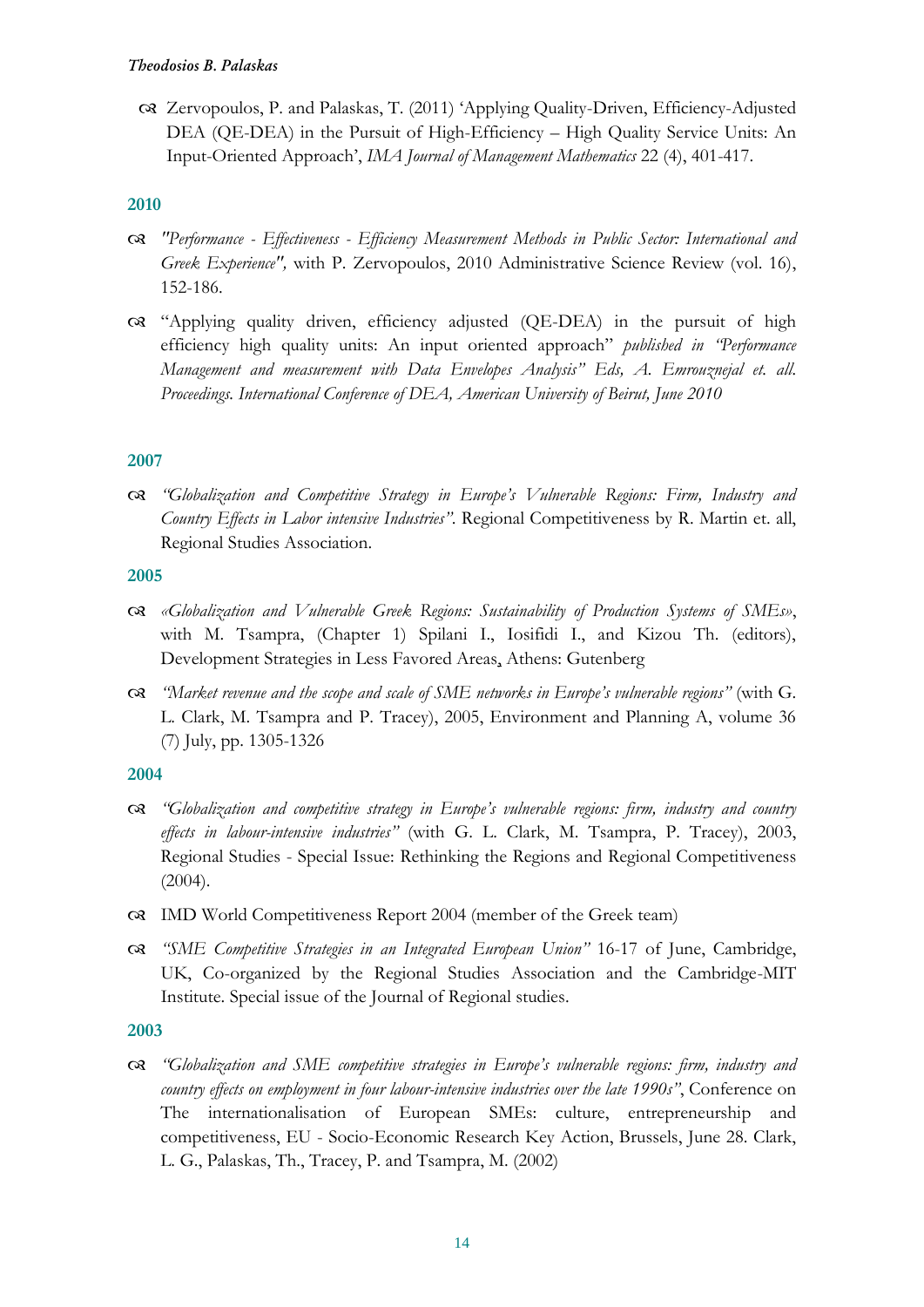- Zervopoulos, P. and Palaskas, T. (2011) 'Applying Quality-Driven, Efficiency-Adjusted DEA (QE-DEA) in the Pursuit of High-Efficiency – High Quality Service Units: An Input-Oriented Approach', *IMA Journal of Management Mathematics* 22 (4), 401-417.

### 2010

- *"Performance - Effectiveness - Efficiency Measurement Methods in Public Sector: International and Greek Experience",* with P. Zervopoulos, 2010 Administrative Science Review (vol. 16), 152-186.
- "Applying quality driven, efficiency adjusted (QE-DEA) in the pursuit of high efficiency high quality units: An input oriented approach" *published in "Performance Management and measurement with Data Envelopes Analysis" Eds, A. Emrouznejal et. all. Proceedings. International Conference of DEA, American University of Beirut, June 2010*

### 2007

- *"Globalization and Competitive Strategy in Europe's Vulnerable Regions: Firm, Industry and Country Effects in Labor intensive Industries".* Regional Competitiveness by R. Martin et. all, Regional Studies Association.

### 2005

- *«Globalization and Vulnerable Greek Regions: Sustainability of Production Systems of SMEs»*, with M. Tsampra, (Chapter 1) Spilani I., Iosifidi I., and Kizou Th. (editors), Development Strategies in Less Favored Areas, Athens: Gutenberg
- *"Market revenue and the scope and scale of SME networks in Europe's vulnerable regions"* (with G. L. Clark, M. Tsampra and P. Tracey), 2005, Environment and Planning A, volume 36 (7) July, pp. 1305-1326

### 2004

- *"Globalization and competitive strategy in Europe's vulnerable regions: firm, industry and country effects in labour-intensive industries"* (with G. L. Clark, M. Tsampra, P. Tracey), 2003, Regional Studies - Special Issue: Rethinking the Regions and Regional Competitiveness (2004).
- IMD World Competitiveness Report 2004 (member of the Greek team)
- *"SME Competitive Strategies in an Integrated European Union"* 16-17 of June, Cambridge, UK, Co-organized by the Regional Studies Association and the Cambridge-MIT Institute. Special issue of the Journal of Regional studies.

### 2003

- *"Globalization and SME competitive strategies in Europe's vulnerable regions: firm, industry and country effects on employment in four labour-intensive industries over the late 1990s"*, Conference on The internationalisation of European SMEs: culture, entrepreneurship and competitiveness, EU - Socio-Economic Research Key Action, Brussels, June 28. Clark, L. G., Palaskas, Th., Tracey, P. and Tsampra, M. (2002)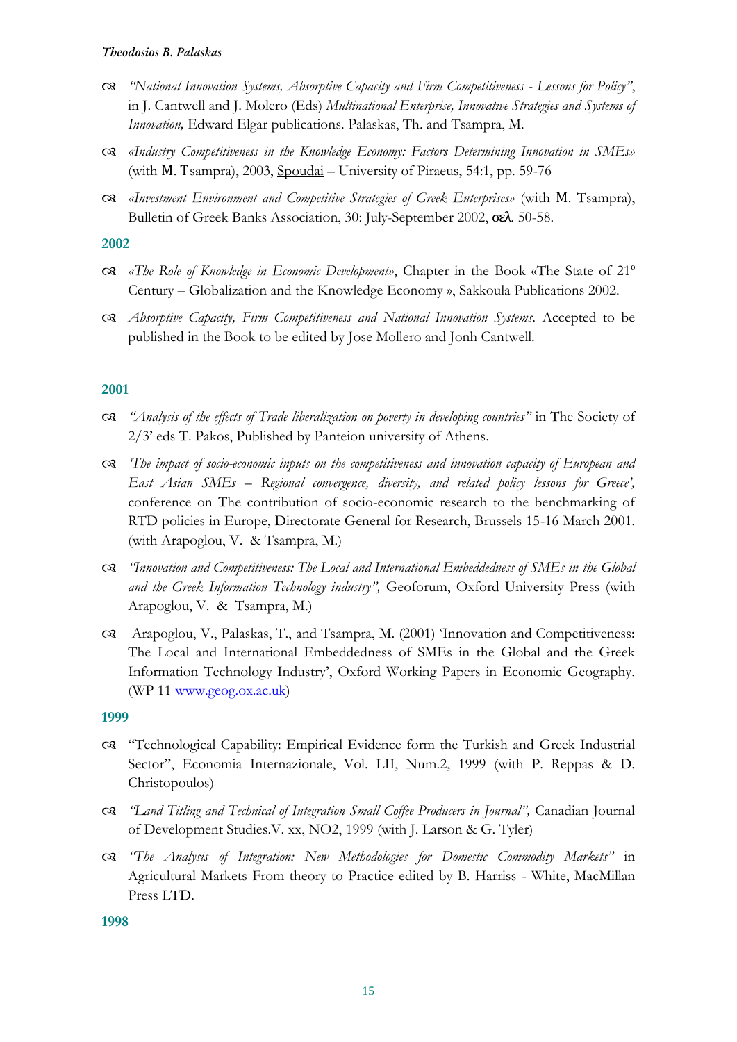- *"National Innovation Systems, Absorptive Capacity and Firm Competitiveness - Lessons for Policy"*, in J. Cantwell and J. Molero (Eds) *Multinational Enterprise, Innovative Strategies and Systems of Innovation,* Edward Elgar publications. Palaskas, Th. and Tsampra, M.
- *«Industry Competitiveness in the Knowledge Economy: Factors Determining Innovation in SMEs»* (with M. Tsampra), 2003, Spoudai – University of Piraeus, 54:1, pp. 59-76
- *«Investment Environment and Competitive Strategies of Greek Enterprises»* (with M. Tsampra), Bulletin of Greek Banks Association, 30: July-September 2002, σελ. 50-58.

## 2002

- *«The Role of Knowledge in Economic Development»*, Chapter in the Book «The State of 21ᵒ Century – Globalization and the Knowledge Economy », Sakkoula Publications 2002.
- *Absorptive Capacity, Firm Competitiveness and National Innovation Systems.* Accepted to be published in the Book to be edited by Jose Mollero and Jonh Cantwell.

## 2001

- *"Analysis of the effects of Trade liberalization on poverty in developing countries"* in The Society of 2/3' eds T. Pakos, Published by Panteion university of Athens.
- *'The impact of socio-economic inputs on the competitiveness and innovation capacity of European and East Asian SMEs – Regional convergence, diversity, and related policy lessons for Greece',* conference on The contribution of socio-economic research to the benchmarking of RTD policies in Europe, Directorate General for Research, Brussels 15-16 March 2001. (with Arapoglou, V. & Tsampra, M.)
- *"Innovation and Competitiveness: The Local and International Embeddedness of SMEs in the Global and the Greek Information Technology industry",* Geoforum, Oxford University Press (with Arapoglou, V. & Tsampra, M.)
- Arapoglou, V., Palaskas, T., and Tsampra, M. (2001) 'Innovation and Competitiveness: The Local and International Embeddedness of SMEs in the Global and the Greek Information Technology Industry', Oxford Working Papers in Economic Geography. (WP 11 www.geog.ox.ac.uk)

## 1999

- "Technological Capability: Empirical Evidence form the Turkish and Greek Industrial Sector", Economia Internazionale, Vol. LII, Num.2, 1999 (with P. Reppas & D. Christopoulos)
- *"Land Titling and Technical of Integration Small Coffee Producers in Journal",* Canadian Journal of Development Studies.V. xx, NO2, 1999 (with J. Larson & G. Tyler)
- *"The Analysis of Integration: New Methodologies for Domestic Commodity Markets"* in Agricultural Markets From theory to Practice edited by B. Harriss - White, MacMillan Press LTD.

## 1998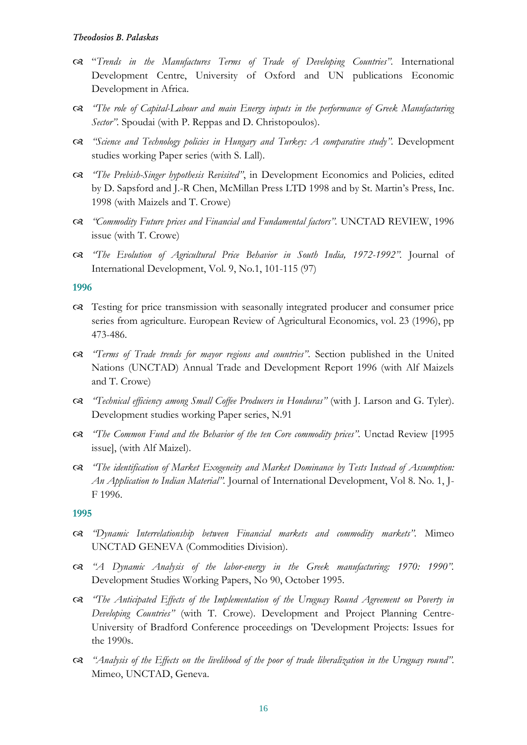- "*Trends in the Manufactures Terms of Trade of Developing Countries"*. International Development Centre, University of Oxford and UN publications Economic Development in Africa.
- *"The role of Capital-Labour and main Energy inputs in the performance of Greek Manufacturing Sector"*. Spoudai (with P. Reppas and D. Christopoulos).
- *"Science and Technology policies in Hungary and Turkey: A comparative study"*. Development studies working Paper series (with S. Lall).
- *"The Prebish-Singer hypothesis Revisited"*, in Development Economics and Policies, edited by D. Sapsford and J.-R Chen, McMillan Press LTD 1998 and by St. Martin's Press, Inc. 1998 (with Maizels and T. Crowe)
- *"Commodity Future prices and Financial and Fundamental factors"*. UNCTAD REVIEW, 1996 issue (with T. Crowe)
- *"The Evolution of Agricultural Price Behavior in South India, 1972-1992"*. Journal of International Development, Vol. 9, No.1, 101-115 (97)

### 1996

- Testing for price transmission with seasonally integrated producer and consumer price series from agriculture. European Review of Agricultural Economics, vol. 23 (1996), pp 473-486.
- *"Terms of Trade trends for mayor regions and countries"*. Section published in the United Nations (UNCTAD) Annual Trade and Development Report 1996 (with Alf Maizels and T. Crowe)
- *"Technical efficiency among Small Coffee Producers in Honduras"* (with J. Larson and G. Tyler). Development studies working Paper series, N.91
- *"The Common Fund and the Behavior of the ten Core commodity prices"*. Unctad Review [1995 issue], (with Alf Maizel).
- *"The identification of Market Exogeneity and Market Dominance by Tests Instead of Assumption: An Application to Indian Material"*. Journal of International Development, Vol 8. No. 1, J-F 1996.

### 1995

- *"Dynamic Interrelationship between Financial markets and commodity markets"*. Mimeo UNCTAD GENEVA (Commodities Division).
- *"A Dynamic Analysis of the labor-energy in the Greek manufacturing: 1970: 1990"*. Development Studies Working Papers, No 90, October 1995.
- *"The Anticipated Effects of the Implementation of the Uruguay Round Agreement on Poverty in Developing Countries"* (with T. Crowe). Development and Project Planning Centre-University of Bradford Conference proceedings on 'Development Projects: Issues for the 1990s.
- *"Analysis of the Effects on the livelihood of the poor of trade liberalization in the Uruguay round"*. Mimeo, UNCTAD, Geneva.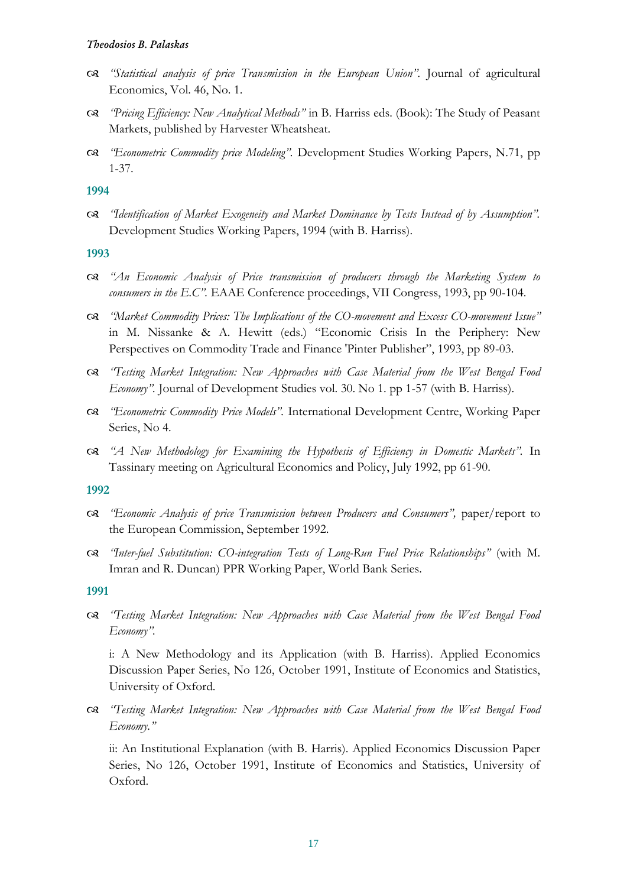- *"Statistical analysis of price Transmission in the European Union"*. Journal of agricultural Economics, Vol. 46, No. 1.
- *"Pricing Efficiency: New Analytical Methods"* in B. Harriss eds. (Book): The Study of Peasant Markets, published by Harvester Wheatsheat.
- *"Econometric Commodity price Modeling"*. Development Studies Working Papers, N.71, pp 1-37.

### 1994

- *"Identification of Market Exogeneity and Market Dominance by Tests Instead of by Assumption"*. Development Studies Working Papers, 1994 (with B. Harriss).

### 1993

- *"An Economic Analysis of Price transmission of producers through the Marketing System to consumers in the E.C"*. EAAE Conference proceedings, VII Congress, 1993, pp 90-104.
- *"Market Commodity Prices: The Implications of the CO-movement and Excess CO-movement Issue"* in M. Nissanke & A. Hewitt (eds.) "Economic Crisis In the Periphery: New Perspectives on Commodity Trade and Finance 'Pinter Publisher", 1993, pp 89-03.
- *"Testing Market Integration: New Approaches with Case Material from the West Bengal Food Economy"*. Journal of Development Studies vol. 30. No 1. pp 1-57 (with B. Harriss).
- *"Econometric Commodity Price Models"*. International Development Centre, Working Paper Series, No 4.
- *"A New Methodology for Examining the Hypothesis of Efficiency in Domestic Markets"*. In Tassinary meeting on Agricultural Economics and Policy, July 1992, pp 61-90.

### 1992

- *"Economic Analysis of price Transmission between Producers and Consumers",* paper/report to the European Commission, September 1992.
- *"Inter-fuel Substitution: CO-integration Tests of Long-Run Fuel Price Relationships"* (with M. Imran and R. Duncan) PPR Working Paper, World Bank Series.

### 1991

- *"Testing Market Integration: New Approaches with Case Material from the West Bengal Food Economy"*.

  i: A New Methodology and its Application (with B. Harriss). Applied Economics Discussion Paper Series, No 126, October 1991, Institute of Economics and Statistics, University of Oxford.

- *"Testing Market Integration: New Approaches with Case Material from the West Bengal Food Economy."*

  ii: An Institutional Explanation (with B. Harris). Applied Economics Discussion Paper Series, No 126, October 1991, Institute of Economics and Statistics, University of Oxford.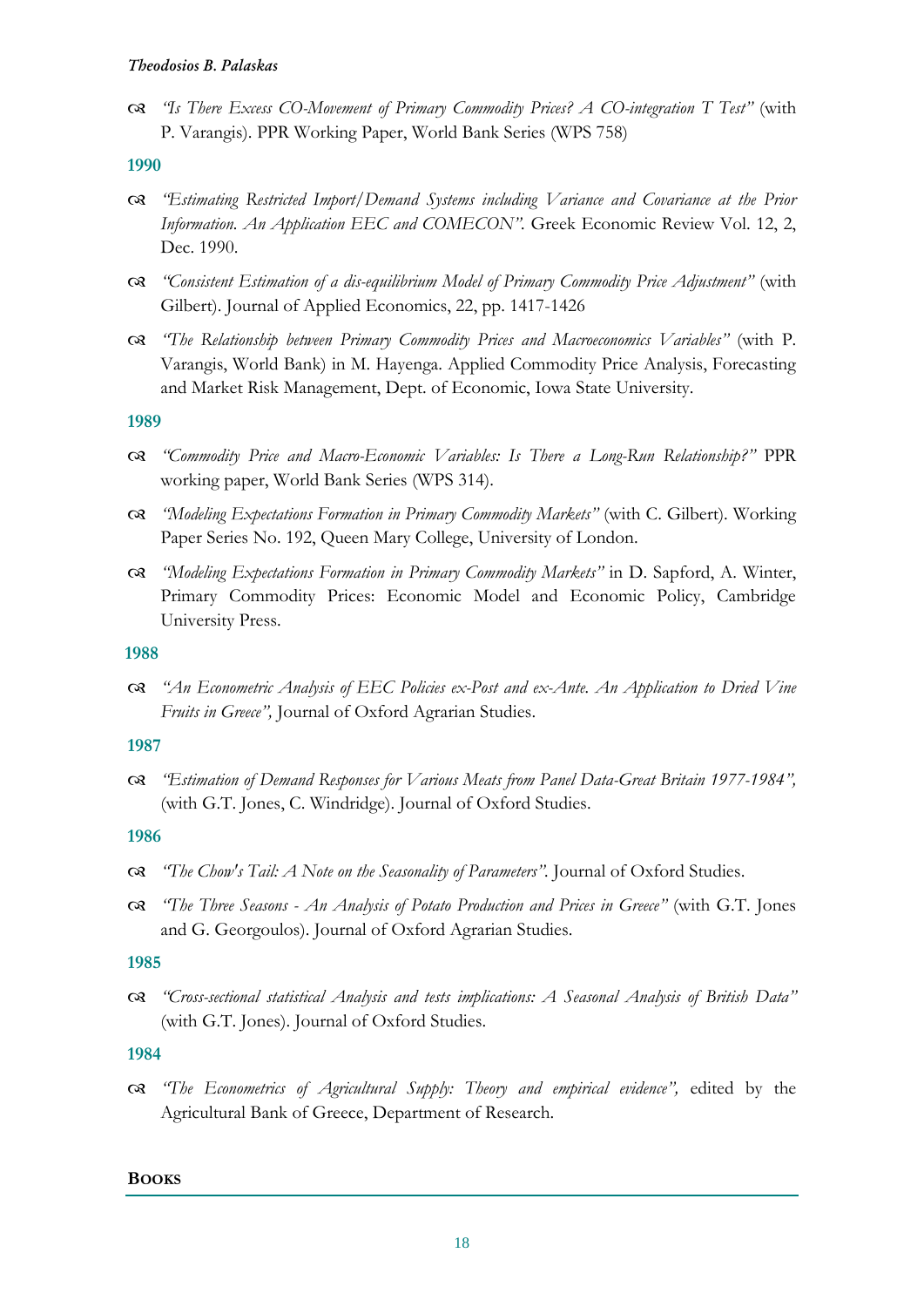- *"Is There Excess CO-Movement of Primary Commodity Prices? A CO-integration T Test"* (with P. Varangis). PPR Working Paper, World Bank Series (WPS 758)

**1990**

- *"Estimating Restricted Import/Demand Systems including Variance and Covariance at the Prior Information. An Application EEC and COMECON".* Greek Economic Review Vol. 12, 2, Dec. 1990.
- *"Consistent Estimation of a dis-equilibrium Model of Primary Commodity Price Adjustment"* (with Gilbert). Journal of Applied Economics, 22, pp. 1417-1426
- *"The Relationship between Primary Commodity Prices and Macroeconomics Variables"* (with P. Varangis, World Bank) in M. Hayenga. Applied Commodity Price Analysis, Forecasting and Market Risk Management, Dept. of Economic, Iowa State University.

**1989**

- *"Commodity Price and Macro-Economic Variables: Is There a Long-Run Relationship?"* PPR working paper, World Bank Series (WPS 314).
- *"Modeling Expectations Formation in Primary Commodity Markets"* (with C. Gilbert). Working Paper Series No. 192, Queen Mary College, University of London.
- *"Modeling Expectations Formation in Primary Commodity Markets"* in D. Sapford, A. Winter, Primary Commodity Prices: Economic Model and Economic Policy, Cambridge University Press.

**1988**

- *"An Econometric Analysis of EEC Policies ex-Post and ex-Ante. An Application to Dried Vine Fruits in Greece",* Journal of Oxford Agrarian Studies.

**1987**

- *"Estimation of Demand Responses for Various Meats from Panel Data-Great Britain 1977-1984",* (with G.T. Jones, C. Windridge). Journal of Oxford Studies.

**1986**

- *"The Chow's Tail: A Note on the Seasonality of Parameters".* Journal of Oxford Studies.
- *"The Three Seasons - An Analysis of Potato Production and Prices in Greece"* (with G.T. Jones and G. Georgoulos). Journal of Oxford Agrarian Studies.

**1985**

- *"Cross-sectional statistical Analysis and tests implications: A Seasonal Analysis of British Data"* (with G.T. Jones). Journal of Oxford Studies.

**1984**

- *"The Econometrics of Agricultural Supply: Theory and empirical evidence",* edited by the Agricultural Bank of Greece, Department of Research.

## BOOKS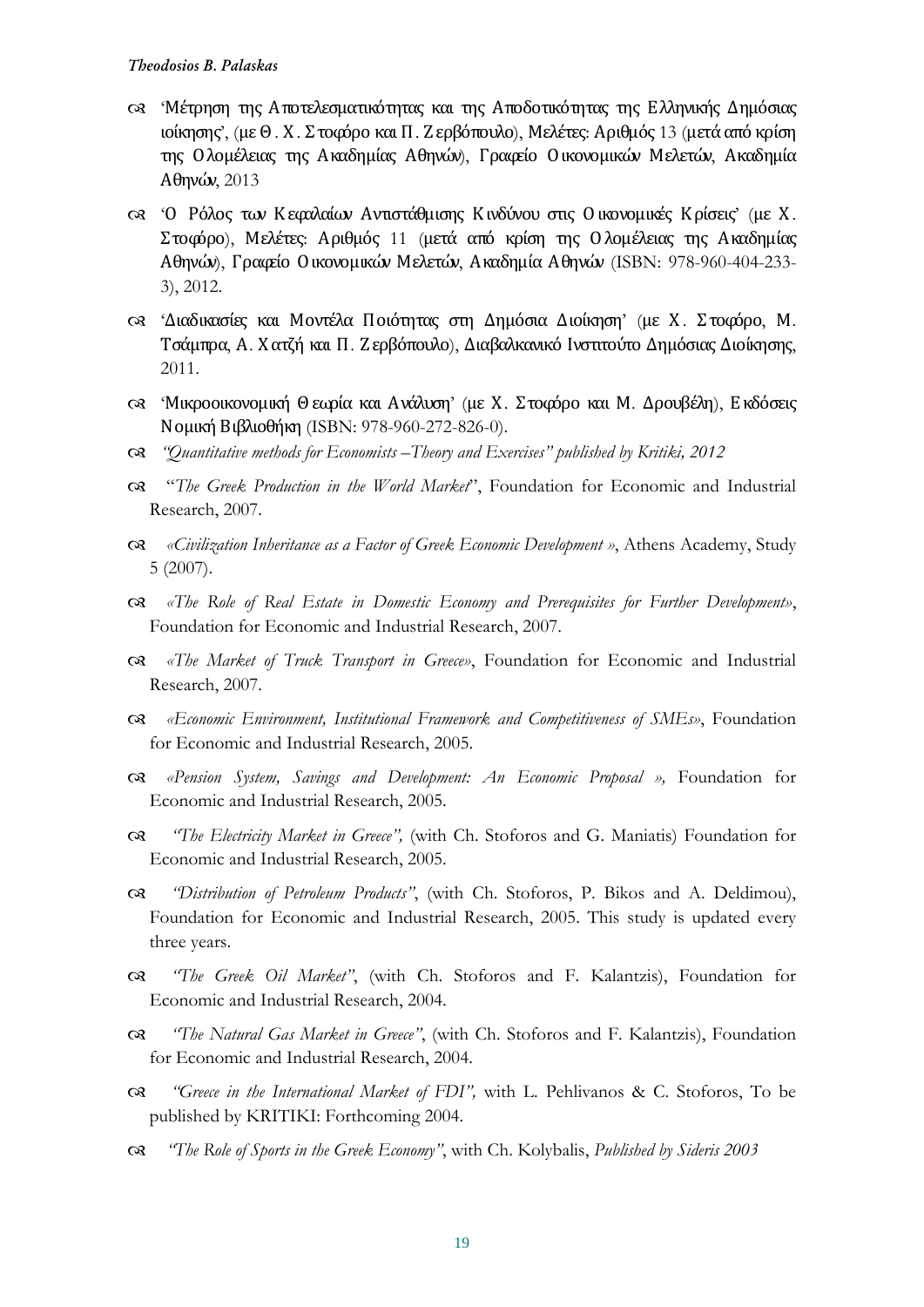- 'Μέτρηση της Αποτελεσματικότητας και της Αποδοτικότητας της Ελληνικής Δημόσιας ιοίκησης', (με Θ. Χ. Στοφόρο και Π. Ζερβόπουλο), Μελέτες: Αριθμός 13 (μετά από κρίση της Ολομέλειας της Ακαδημίας Αθηνών), Γραφείο Οικονομικών Μελετών, Ακαδημία Αθηνών, 2013
- 'Ο Ρόλος των Κεφαλαίων Αντιστάθμισης Κινδύνου στις Οικονομικές Κρίσεις' (με Χ. Στοφόρο), Μελέτες: Αριθμός 11 (μετά από κρίση της Ολομέλειας της Ακαδημίας Αθηνών), Γραφείο Οικονομικών Μελετών, Ακαδημία Αθηνών (ISBN: 978-960-404-233-3), 2012.
- 'Διαδικασίες και Μοντέλα Ποιότητας στη Δημόσια Διοίκηση' (με Χ. Στοφόρο, Μ. Τσάμπρα, Α. Χατζή και Π. Ζερβόπουλο), Διαβαλκανικό Ινστιτούτο Δημόσιας Διοίκησης, 2011.
- 'Μικροοικονομική Θεωρία και Ανάλυση' (με Χ. Στοφόρο και Μ. Δρουβέλη), Εκδόσεις Νομική Βιβλιοθήκη (ISBN: 978-960-272-826-0).
- *"Quantitative methods for Economists –Theory and Exercises" published by Kritiki, 2012*
- "*The Greek Production in the World Market*", Foundation for Economic and Industrial Research, 2007.
- *«Civilization Inheritance as a Factor of Greek Economic Development »*, Athens Academy, Study 5 (2007).
- *«The Role of Real Estate in Domestic Economy and Prerequisites for Further Development»*, Foundation for Economic and Industrial Research, 2007.
- *«The Market of Truck Transport in Greece»*, Foundation for Economic and Industrial Research, 2007.
- *«Economic Environment, Institutional Framework and Competitiveness of SMEs»*, Foundation for Economic and Industrial Research, 2005.
- *«Pension System, Savings and Development: An Economic Proposal »,* Foundation for Economic and Industrial Research, 2005.
- *"The Electricity Market in Greece",* (with Ch. Stoforos and G. Maniatis) Foundation for Economic and Industrial Research, 2005.
- *"Distribution of Petroleum Products"*, (with Ch. Stoforos, P. Bikos and A. Deldimou), Foundation for Economic and Industrial Research, 2005. This study is updated every three years.
- *"The Greek Oil Market"*, (with Ch. Stoforos and F. Kalantzis), Foundation for Economic and Industrial Research, 2004.
- *"The Natural Gas Market in Greece"*, (with Ch. Stoforos and F. Kalantzis), Foundation for Economic and Industrial Research, 2004.
- *"Greece in the International Market of FDI",* with L. Pehlivanos & C. Stoforos, To be published by KRITIKI: Forthcoming 2004.
- *"The Role of Sports in the Greek Economy"*, with Ch. Kolybalis, *Published by Sideris 2003*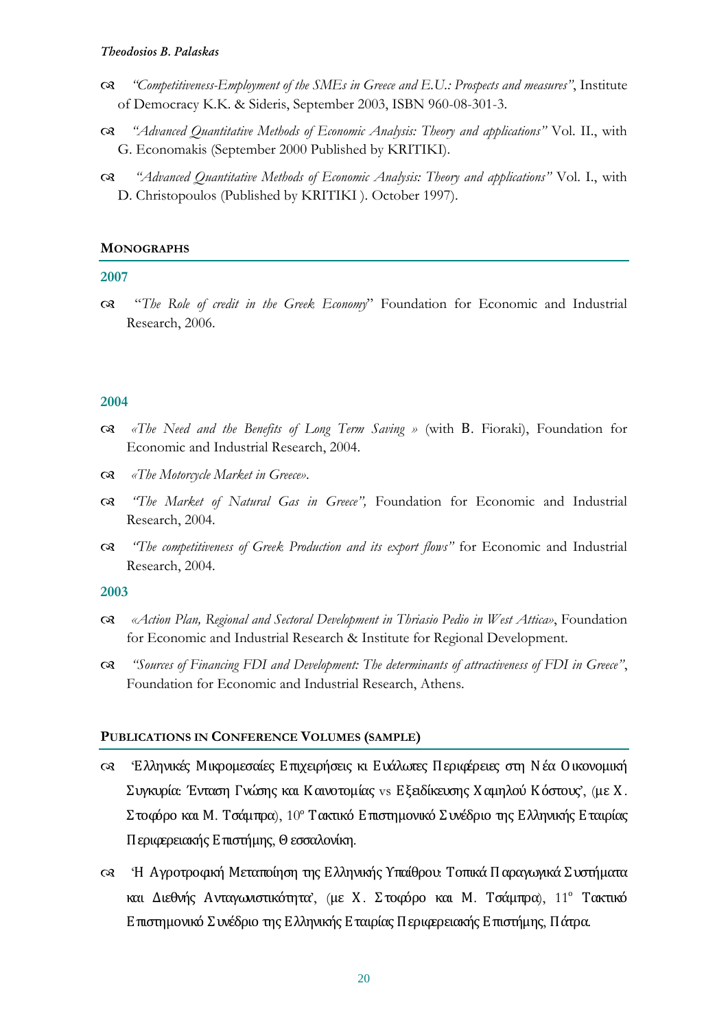- *"Competitiveness-Employment of the SMEs in Greece and E.U.: Prospects and measures"*, Institute of Democracy K.K. & Sideris, September 2003, ISBN 960-08-301-3.
- *"Advanced Quantitative Methods of Economic Analysis: Theory and applications"* Vol. II., with G. Economakis (September 2000 Published by KRITIKI).
- *"Advanced Quantitative Methods of Economic Analysis: Theory and applications"* Vol. I., with D. Christopoulos (Published by KRITIKI ). October 1997).

## MONOGRAPHS

### 2007

- "*The Role of credit in the Greek Economy*" Foundation for Economic and Industrial Research, 2006.

### 2004

- *«The Need and the Benefits of Long Term Saving »* (with B. Fioraki), Foundation for Economic and Industrial Research, 2004.
- *«The Motorcycle Market in Greece»*.
- *"The Market of Natural Gas in Greece",* Foundation for Economic and Industrial Research, 2004.
- *"The competitiveness of Greek Production and its export flows"* for Economic and Industrial Research, 2004.

### 2003

- *«Action Plan, Regional and Sectoral Development in Thriasio Pedio in West Attica»*, Foundation for Economic and Industrial Research & Institute for Regional Development.
- *"Sources of Financing FDI and Development: The determinants of attractiveness of FDI in Greece"*, Foundation for Economic and Industrial Research, Athens.

## PUBLICATIONS IN CONFERENCE VOLUMES (SAMPLE)

- 'Ελληνικές Μικρομεσαίες Επιχειρήσεις κι Ευάλωτες Περιφέρειες στη Νέα Οικονομική Συγκυρία: Ένταση Γνώσης και Καινοτομίας vs Εξειδίκευσης Χαμηλού Κόστους', (με Χ. Στοφόρο και Μ. Τσάμπρα), 10ο Τακτικό Επιστημονικό Συνέδριο της Ελληνικής Εταιρίας Περιφερειακής Επιστήμης, Θεσσαλονίκη.
- 'Η Αγροτροφική Μεταποίηση της Ελληνικής Υπαίθρου: Τοπικά Παραγωγικά Συστήματα και Διεθνής Ανταγωνιστικότητα', (με Χ. Στοφόρο και Μ. Τσάμπρα), 11ο Τακτικό Επιστημονικό Συνέδριο της Ελληνικής Εταιρίας Περιφερειακής Επιστήμης, Πάτρα.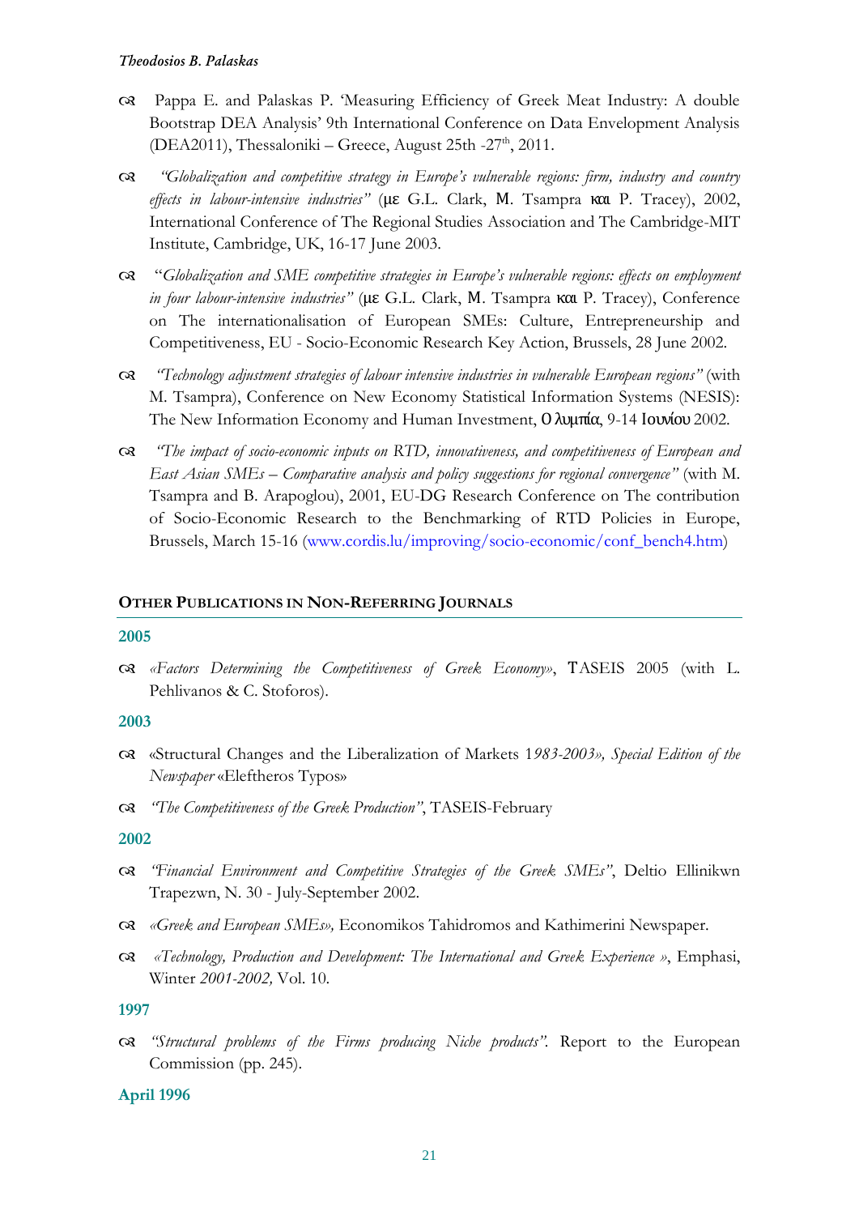- Pappa E. and Palaskas P. 'Measuring Efficiency of Greek Meat Industry: A double Bootstrap DEA Analysis' 9th International Conference on Data Envelopment Analysis (DEA2011), Thessaloniki – Greece, August 25th -27th, 2011.
- *"Globalization and competitive strategy in Europe's vulnerable regions: firm, industry and country effects in labour-intensive industries"* (με G.L. Clark, M. Tsampra και P. Tracey), 2002, International Conference of The Regional Studies Association and The Cambridge-MIT Institute, Cambridge, UK, 16-17 June 2003.
- "*Globalization and SME competitive strategies in Europe's vulnerable regions: effects on employment in four labour-intensive industries"* (με G.L. Clark, M. Tsampra και P. Tracey), Conference on The internationalisation of European SMEs: Culture, Entrepreneurship and Competitiveness, EU - Socio-Economic Research Key Action, Brussels, 28 June 2002.
- *"Technology adjustment strategies of labour intensive industries in vulnerable European regions"* (with M. Tsampra), Conference on New Economy Statistical Information Systems (NESIS): The New Information Economy and Human Investment, Ολυμπία, 9-14 Ιουνίου 2002.
- *"The impact of socio-economic inputs on RTD, innovativeness, and competitiveness of European and East Asian SMEs – Comparative analysis and policy suggestions for regional convergence"* (with M. Tsampra and B. Arapoglou), 2001, EU-DG Research Conference on The contribution of Socio-Economic Research to the Benchmarking of RTD Policies in Europe, Brussels, March 15-16 (www.cordis.lu/improving/socio-economic/conf_bench4.htm)

## OTHER PUBLICATIONS IN NON-REFERRING JOURNALS

### 2005

- *«Factors Determining the Competitiveness of Greek Economy»*, TASEIS 2005 (with L. Pehlivanos & C. Stoforos).

### 2003

- «Structural Changes and the Liberalization of Markets 1*983-2003», Special Edition of the Newspaper* «Eleftheros Typos»
- *"The Competitiveness of the Greek Production"*, TASEIS-February

### 2002

- *"Financial Environment and Competitive Strategies of the Greek SMEs"*, Deltio Ellinikwn Trapezwn, N. 30 - July-September 2002.
- *«Greek and European SMEs»,* Economikos Tahidromos and Kathimerini Newspaper.
- *«Technology, Production and Development: The International and Greek Experience »*, Emphasi, Winter *2001-2002,* Vol. 10.

### 1997

- *"Structural problems of the Firms producing Niche products".* Report to the European Commission (pp. 245).

### April 1996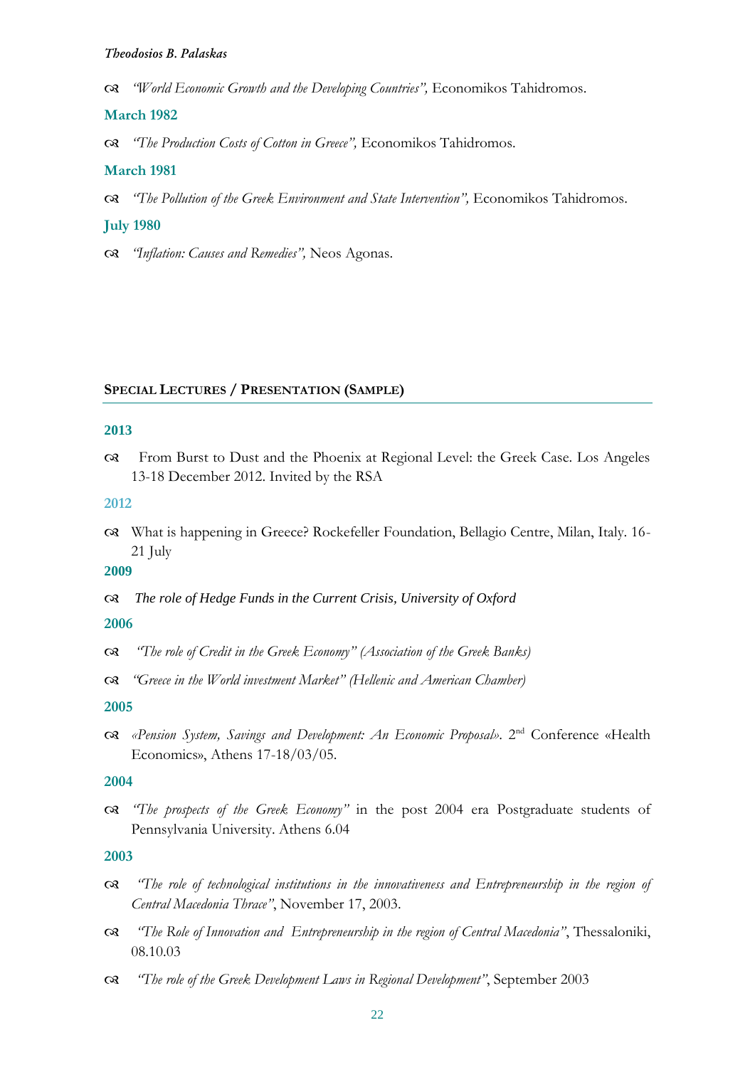- *"World Economic Growth and the Developing Countries",* Economikos Tahidromos.

**March 1982**

- *"The Production Costs of Cotton in Greece",* Economikos Tahidromos.

**March 1981**

- *"The Pollution of the Greek Environment and State Intervention",* Economikos Tahidromos.

**July 1980**

- *"Inflation: Causes and Remedies",* Neos Agonas.

## SPECIAL LECTURES / PRESENTATION (SAMPLE)

**2013**

- From Burst to Dust and the Phoenix at Regional Level: the Greek Case. Los Angeles 13-18 December 2012. Invited by the RSA

**2012**

- What is happening in Greece? Rockefeller Foundation, Bellagio Centre, Milan, Italy. 16-21 July

**2009**

- *The role of Hedge Funds in the Current Crisis, University of Oxford*

**2006**

- *"The role of Credit in the Greek Economy" (Association of the Greek Banks)*
- *"Greece in the World investment Market" (Hellenic and American Chamber)*

**2005**

- *«Pension System, Savings and Development: An Economic Proposal».* 2nd Conference «Health Economics», Athens 17-18/03/05.

**2004**

- *"The prospects of the Greek Economy"* in the post 2004 era Postgraduate students of Pennsylvania University. Athens 6.04

**2003**

- *"The role of technological institutions in the innovativeness and Entrepreneurship in the region of Central Macedonia Thrace"*, November 17, 2003.
- *"The Role of Innovation and Entrepreneurship in the region of Central Macedonia"*, Thessaloniki, 08.10.03
- *"The role of the Greek Development Laws in Regional Development"*, September 2003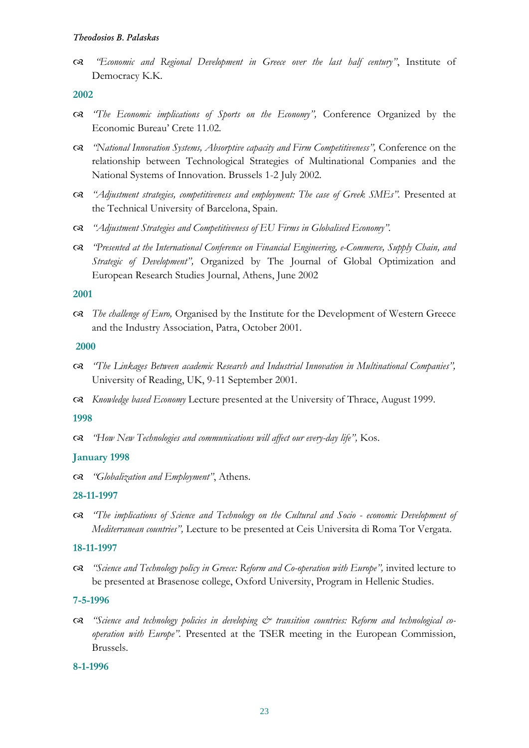- *"Economic and Regional Development in Greece over the last half century"*, Institute of Democracy K.K.

**2002**

- *"The Economic implications of Sports on the Economy",* Conference Organized by the Economic Bureau' Crete 11.02.
- *"National Innovation Systems, Absorptive capacity and Firm Competitiveness",* Conference on the relationship between Technological Strategies of Multinational Companies and the National Systems of Innovation. Brussels 1-2 July 2002.
- *"Adjustment strategies, competitiveness and employment: The case of Greek SMEs".* Presented at the Technical University of Barcelona, Spain.
- *"Adjustment Strategies and Competitiveness of EU Firms in Globalised Economy".*
- *"Presented at the International Conference on Financial Engineering, e-Commerce, Supply Chain, and Strategic of Development",* Organized by The Journal of Global Optimization and European Research Studies Journal, Athens, June 2002

**2001**

- *The challenge of Euro,* Organised by the Institute for the Development of Western Greece and the Industry Association, Patra, October 2001.

**2000**

- *"The Linkages Between academic Research and Industrial Innovation in Multinational Companies",* University of Reading, UK, 9-11 September 2001.
- *Knowledge based Economy* Lecture presented at the University of Thrace, August 1999.

**1998**

- *"How New Technologies and communications will affect our every-day life",* Kos.

**January 1998**

- *"Globalization and Employment"*, Athens.

**28-11-1997**

- *"The implications of Science and Technology on the Cultural and Socio - economic Development of Mediterranean countries",* Lecture to be presented at Ceis Universita di Roma Tor Vergata.

**18-11-1997**

- *"Science and Technology policy in Greece: Reform and Co-operation with Europe",* invited lecture to be presented at Brasenose college, Oxford University, Program in Hellenic Studies.

**7-5-1996**

- *"Science and technology policies in developing & transition countries: Reform and technological co-operation with Europe".* Presented at the TSER meeting in the European Commission, Brussels.

**8-1-1996**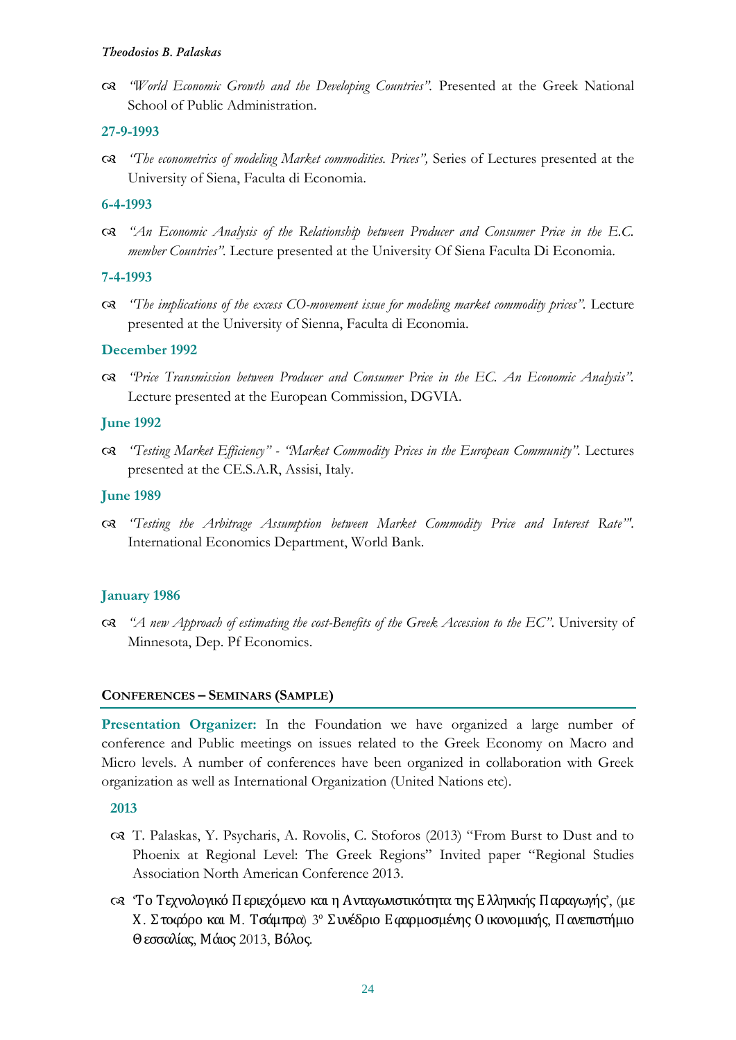- *"World Economic Growth and the Developing Countries".* Presented at the Greek National School of Public Administration.

**27-9-1993**

- *"The econometrics of modeling Market commodities. Prices",* Series of Lectures presented at the University of Siena, Faculta di Economia.

**6-4-1993**

- *"An Economic Analysis of the Relationship between Producer and Consumer Price in the E.C. member Countries".* Lecture presented at the University Of Siena Faculta Di Economia.

**7-4-1993**

- *"The implications of the excess CO-movement issue for modeling market commodity prices".* Lecture presented at the University of Sienna, Faculta di Economia.

**December 1992**

- *"Price Transmission between Producer and Consumer Price in the EC. An Economic Analysis".* Lecture presented at the European Commission, DGVIA.

**June 1992**

- *"Testing Market Efficiency" - "Market Commodity Prices in the European Community".* Lectures presented at the CE.S.A.R, Assisi, Italy.

**June 1989**

- *"Testing the Arbitrage Assumption between Market Commodity Price and Interest Rate'".* International Economics Department, World Bank.

**January 1986**

- *"A new Approach of estimating the cost-Benefits of the Greek Accession to the EC".* University of Minnesota, Dep. Pf Economics.

## CONFERENCES – SEMINARS (SAMPLE)

**Presentation Organizer:** In the Foundation we have organized a large number of conference and Public meetings on issues related to the Greek Economy on Macro and Micro levels. A number of conferences have been organized in collaboration with Greek organization as well as International Organization (United Nations etc).

**2013**

- T. Palaskas, Y. Psycharis, A. Rovolis, C. Stoforos (2013) "From Burst to Dust and to Phoenix at Regional Level: The Greek Regions" Invited paper "Regional Studies Association North American Conference 2013.
- 'Το Τεχνολογικό Περιεχόμενο και η Ανταγωνιστικότητα της Ελληνικής Παραγωγής', (με Χ. Στοφόρο και Μ. Τσάμπρα) 3ο Συνέδριο Εφαρμοσμένης Οικονομικής, Πανεπιστήμιο Θεσσαλίας, Μάιος 2013, Βόλος.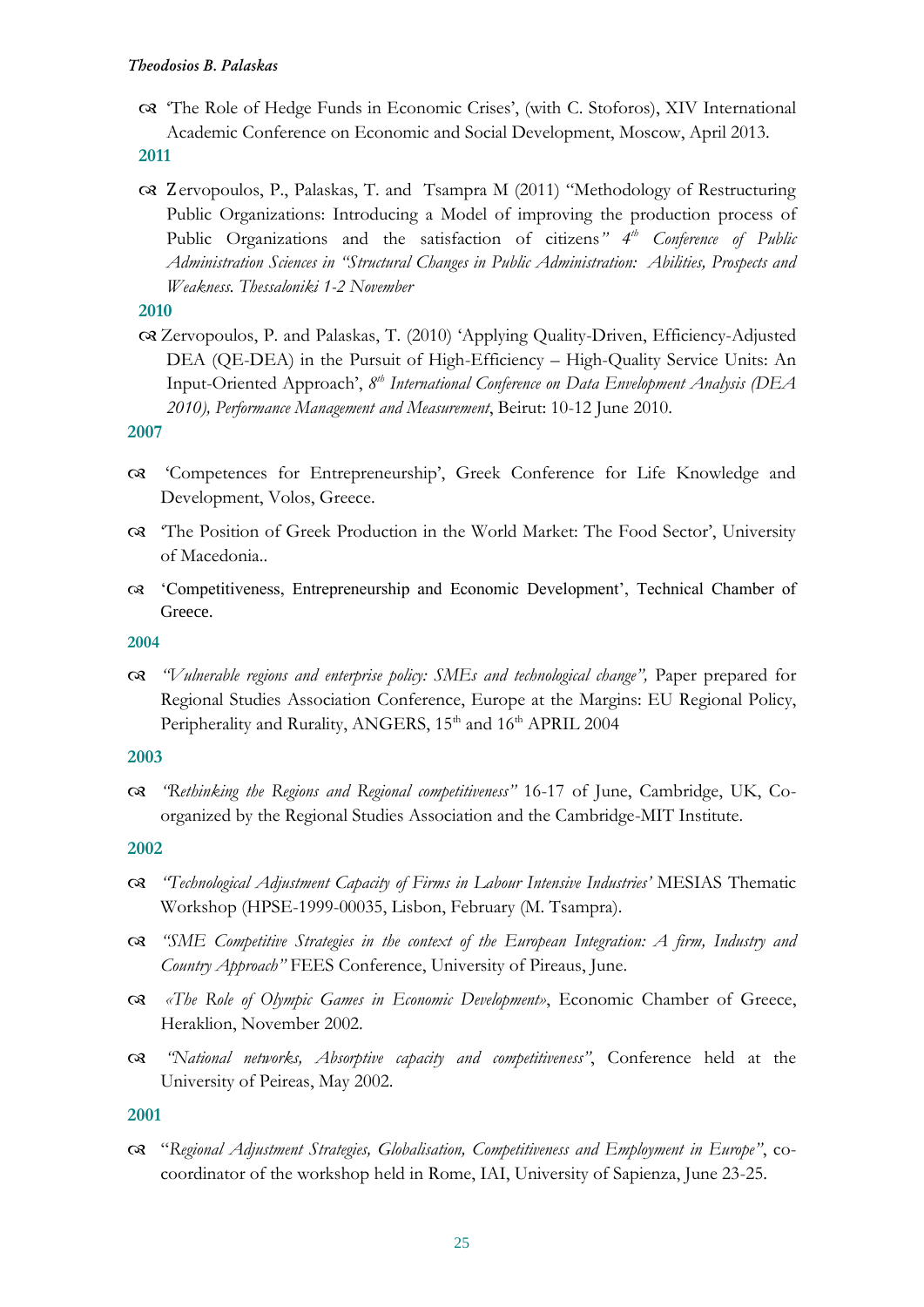- 'The Role of Hedge Funds in Economic Crises', (with C. Stoforos), XIV International Academic Conference on Economic and Social Development, Moscow, April 2013.

**2011**

- Zervopoulos, P., Palaskas, T. and Tsampra M (2011) "Methodology of Restructuring Public Organizations: Introducing a Model of improving the production process of Public Organizations and the satisfaction of citizens*" 4th Conference of Public Administration Sciences in "Structural Changes in Public Administration: Abilities, Prospects and Weakness. Thessaloniki 1-2 November*

**2010**

- Zervopoulos, P. and Palaskas, T. (2010) 'Applying Quality-Driven, Efficiency-Adjusted DEA (QE-DEA) in the Pursuit of High-Efficiency – High-Quality Service Units: An Input-Oriented Approach', *8th International Conference on Data Envelopment Analysis (DEA 2010), Performance Management and Measurement*, Beirut: 10-12 June 2010.

**2007**

- 'Competences for Entrepreneurship', Greek Conference for Life Knowledge and Development, Volos, Greece.
- 'The Position of Greek Production in the World Market: The Food Sector', University of Macedonia..
- 'Competitiveness, Entrepreneurship and Economic Development', Technical Chamber of Greece.

**2004**

- *"Vulnerable regions and enterprise policy: SMEs and technological change",* Paper prepared for Regional Studies Association Conference, Europe at the Margins: EU Regional Policy, Peripherality and Rurality, ANGERS, 15th and 16th APRIL 2004

**2003**

- *"Rethinking the Regions and Regional competitiveness"* 16-17 of June, Cambridge, UK, Co-organized by the Regional Studies Association and the Cambridge-MIT Institute.

**2002**

- *'Technological Adjustment Capacity of Firms in Labour Intensive Industries'* MESIAS Thematic Workshop (HPSE-1999-00035, Lisbon, February (M. Tsampra).
- *"SME Competitive Strategies in the context of the European Integration: A firm, Industry and Country Approach"* FEES Conference, University of Pireaus, June.
- *«The Role of Olympic Games in Economic Development»*, Economic Chamber of Greece, Heraklion, November 2002.
- *"National networks, Absorptive capacity and competitiveness"*, Conference held at the University of Peireas, May 2002.

**2001**

- "*Regional Adjustment Strategies, Globalisation, Competitiveness and Employment in Europe"*, co-coordinator of the workshop held in Rome, IAI, University of Sapienza, June 23-25.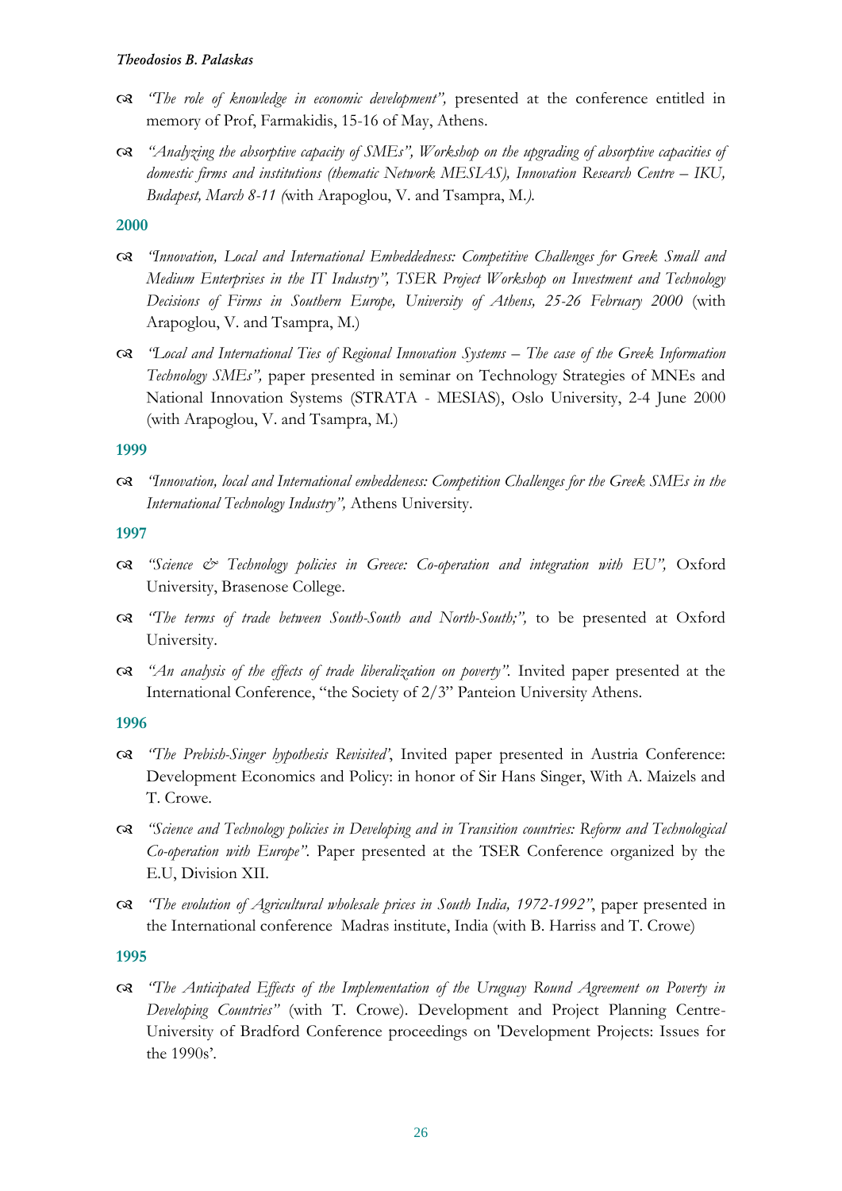- *"The role of knowledge in economic development",* presented at the conference entitled in memory of Prof, Farmakidis, 15-16 of May, Athens.
- *"Analyzing the absorptive capacity of SMEs", Workshop on the upgrading of absorptive capacities of domestic firms and institutions (thematic Network MESIAS), Innovation Research Centre – IKU, Budapest, March 8-11 (*with Arapoglou, V. and Tsampra, M.*).*

## 2000

- *"Innovation, Local and International Embeddedness: Competitive Challenges for Greek Small and Medium Enterprises in the IT Industry", TSER Project Workshop on Investment and Technology Decisions of Firms in Southern Europe, University of Athens, 25-26 February 2000* (with Arapoglou, V. and Tsampra, M.)
- *"Local and International Ties of Regional Innovation Systems – The case of the Greek Information Technology SMEs",* paper presented in seminar on Technology Strategies of MNEs and National Innovation Systems (STRATA - MESIAS), Oslo University, 2-4 June 2000 (with Arapoglou, V. and Tsampra, M.)

## 1999

- *"Innovation, local and International embeddeness: Competition Challenges for the Greek SMEs in the International Technology Industry",* Athens University.

## 1997

- *"Science & Technology policies in Greece: Co-operation and integration with EU",* Oxford University, Brasenose College.
- *"The terms of trade between South-South and North-South;",* to be presented at Oxford University.
- *"An analysis of the effects of trade liberalization on poverty".* Invited paper presented at the International Conference, "the Society of 2/3" Panteion University Athens.

## 1996

- *"The Prebish-Singer hypothesis Revisited'*, Invited paper presented in Austria Conference: Development Economics and Policy: in honor of Sir Hans Singer, With A. Maizels and T. Crowe.
- *"Science and Technology policies in Developing and in Transition countries: Reform and Technological Co-operation with Europe".* Paper presented at the TSER Conference organized by the E.U, Division XII.
- *"The evolution of Agricultural wholesale prices in South India, 1972-1992"*, paper presented in the International conference Madras institute, India (with B. Harriss and T. Crowe)

## 1995

- *"The Anticipated Effects of the Implementation of the Uruguay Round Agreement on Poverty in Developing Countries"* (with T. Crowe). Development and Project Planning Centre- University of Bradford Conference proceedings on 'Development Projects: Issues for the 1990s'.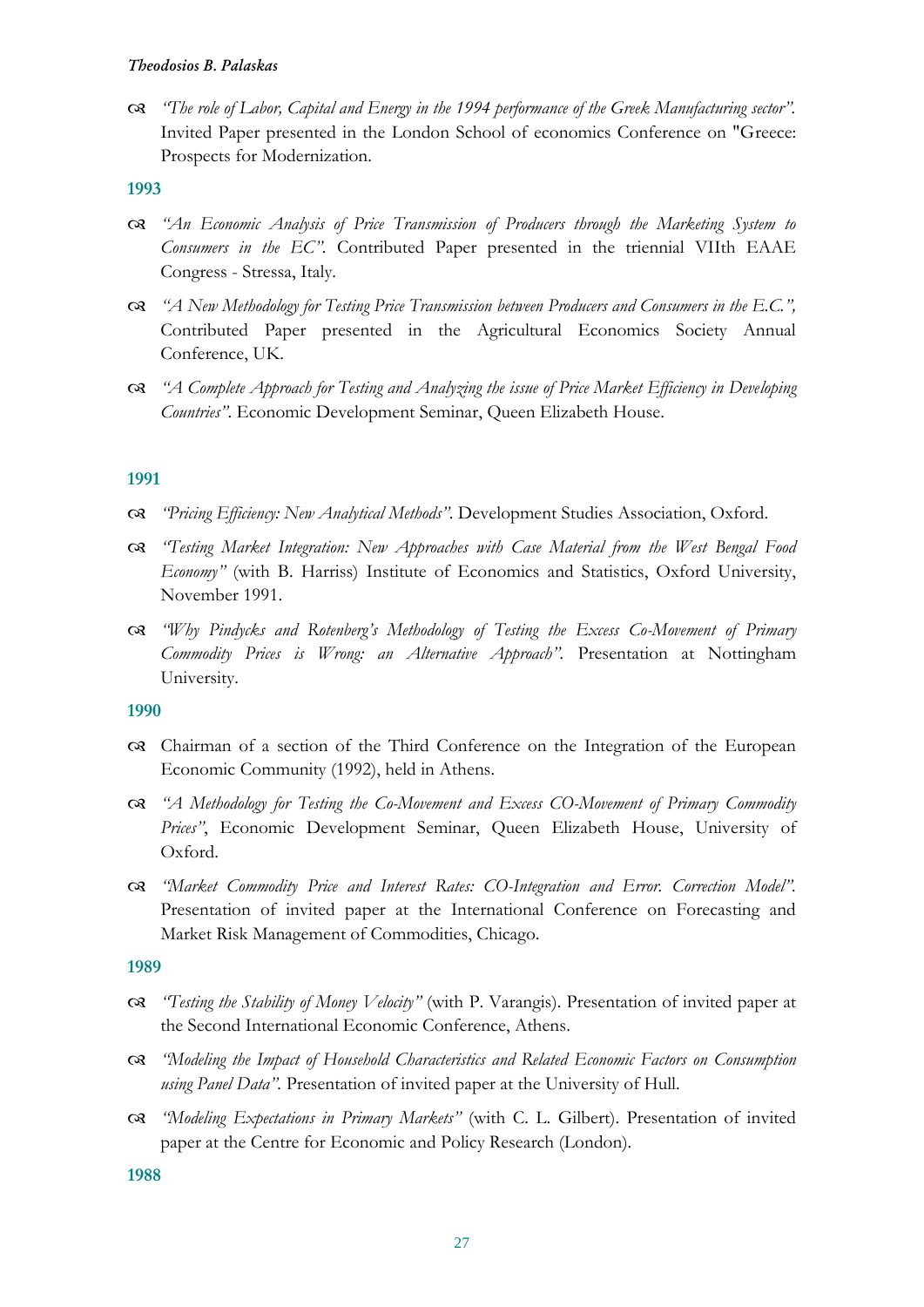- *"The role of Labor, Capital and Energy in the 1994 performance of the Greek Manufacturing sector".* Invited Paper presented in the London School of economics Conference on "Greece: Prospects for Modernization.

**1993**

- *"An Economic Analysis of Price Transmission of Producers through the Marketing System to Consumers in the EC".* Contributed Paper presented in the triennial VIIth EAAE Congress - Stressa, Italy.
- *"A New Methodology for Testing Price Transmission between Producers and Consumers in the E.C.",* Contributed Paper presented in the Agricultural Economics Society Annual Conference, UK.
- *"A Complete Approach for Testing and Analyzing the issue of Price Market Efficiency in Developing Countries".* Economic Development Seminar, Queen Elizabeth House.

**1991**

- *"Pricing Efficiency: New Analytical Methods".* Development Studies Association, Oxford.
- *"Testing Market Integration: New Approaches with Case Material from the West Bengal Food Economy"* (with B. Harriss) Institute of Economics and Statistics, Oxford University, November 1991.
- *"Why Pindycks and Rotenberg's Methodology of Testing the Excess Co-Movement of Primary Commodity Prices is Wrong: an Alternative Approach".* Presentation at Nottingham University.

**1990**

- Chairman of a section of the Third Conference on the Integration of the European Economic Community (1992), held in Athens.
- *"A Methodology for Testing the Co-Movement and Excess CO-Movement of Primary Commodity Prices",* Economic Development Seminar, Queen Elizabeth House, University of Oxford.
- *"Market Commodity Price and Interest Rates: CO-Integration and Error. Correction Model".* Presentation of invited paper at the International Conference on Forecasting and Market Risk Management of Commodities, Chicago.

**1989**

- *"Testing the Stability of Money Velocity"* (with P. Varangis). Presentation of invited paper at the Second International Economic Conference, Athens.
- *"Modeling the Impact of Household Characteristics and Related Economic Factors on Consumption using Panel Data".* Presentation of invited paper at the University of Hull.
- *"Modeling Expectations in Primary Markets"* (with C. L. Gilbert). Presentation of invited paper at the Centre for Economic and Policy Research (London).

**1988**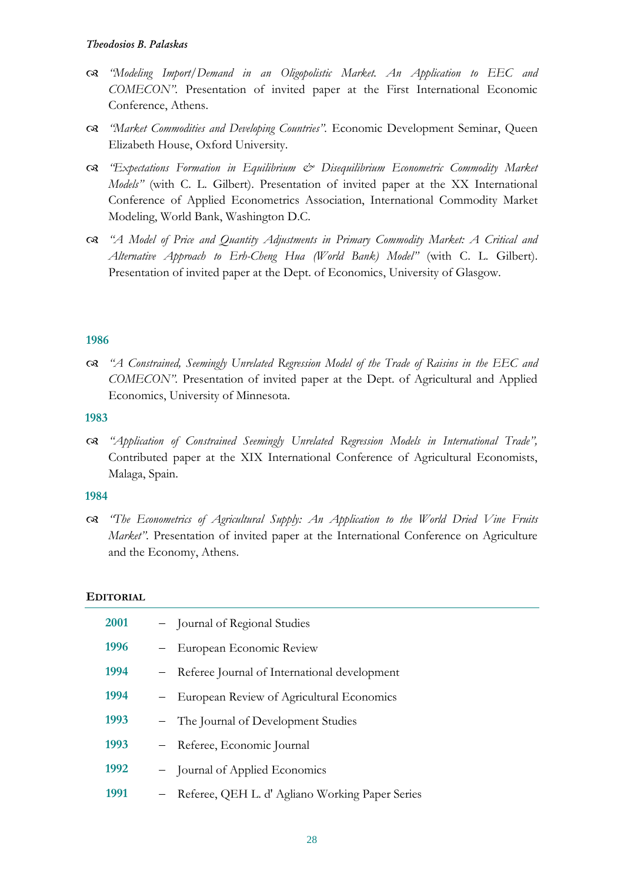- *"Modeling Import/Demand in an Oligopolistic Market. An Application to EEC and COMECON".* Presentation of invited paper at the First International Economic Conference, Athens.
- *"Market Commodities and Developing Countries".* Economic Development Seminar, Queen Elizabeth House, Oxford University.
- *"Expectations Formation in Equilibrium & Disequilibrium Econometric Commodity Market Models"* (with C. L. Gilbert). Presentation of invited paper at the XX International Conference of Applied Econometrics Association, International Commodity Market Modeling, World Bank, Washington D.C.
- *"A Model of Price and Quantity Adjustments in Primary Commodity Market: A Critical and Alternative Approach to Erh-Cheng Hua (World Bank) Model"* (with C. L. Gilbert). Presentation of invited paper at the Dept. of Economics, University of Glasgow.

**1986**

- *"A Constrained, Seemingly Unrelated Regression Model of the Trade of Raisins in the EEC and COMECON".* Presentation of invited paper at the Dept. of Agricultural and Applied Economics, University of Minnesota.

**1983**

- *"Application of Constrained Seemingly Unrelated Regression Models in International Trade",* Contributed paper at the XIX International Conference of Agricultural Economists, Malaga, Spain.

**1984**

- *"The Econometrics of Agricultural Supply: An Application to the World Dried Vine Fruits Market".* Presentation of invited paper at the International Conference on Agriculture and the Economy, Athens.

## EDITORIAL

| | |
|---|---|
| **2001** | – Journal of Regional Studies |
| **1996** | – European Economic Review |
| **1994** | – Referee Journal of International development |
| **1994** | – European Review of Agricultural Economics |
| **1993** | – The Journal of Development Studies |
| **1993** | – Referee, Economic Journal |
| **1992** | – Journal of Applied Economics |
| **1991** | – Referee, QEH L. d' Agliano Working Paper Series |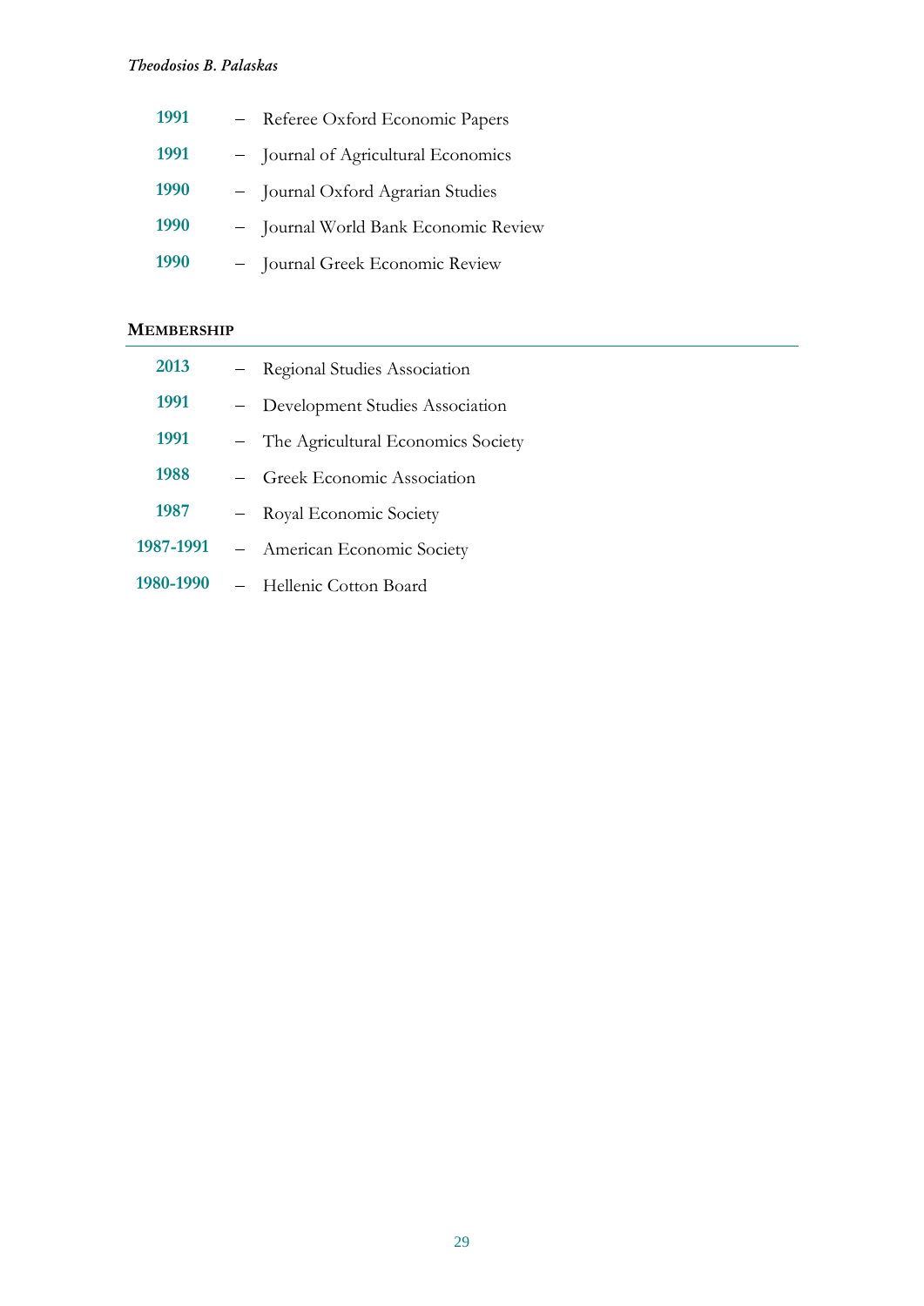1991 – Referee Oxford Economic Papers

1991 – Journal of Agricultural Economics

1990 – Journal Oxford Agrarian Studies

1990 – Journal World Bank Economic Review

1990 – Journal Greek Economic Review

## MEMBERSHIP

2013 – Regional Studies Association

1991 – Development Studies Association

1991 – The Agricultural Economics Society

1988 – Greek Economic Association

1987 – Royal Economic Society

1987-1991 – American Economic Society

1980-1990 – Hellenic Cotton Board